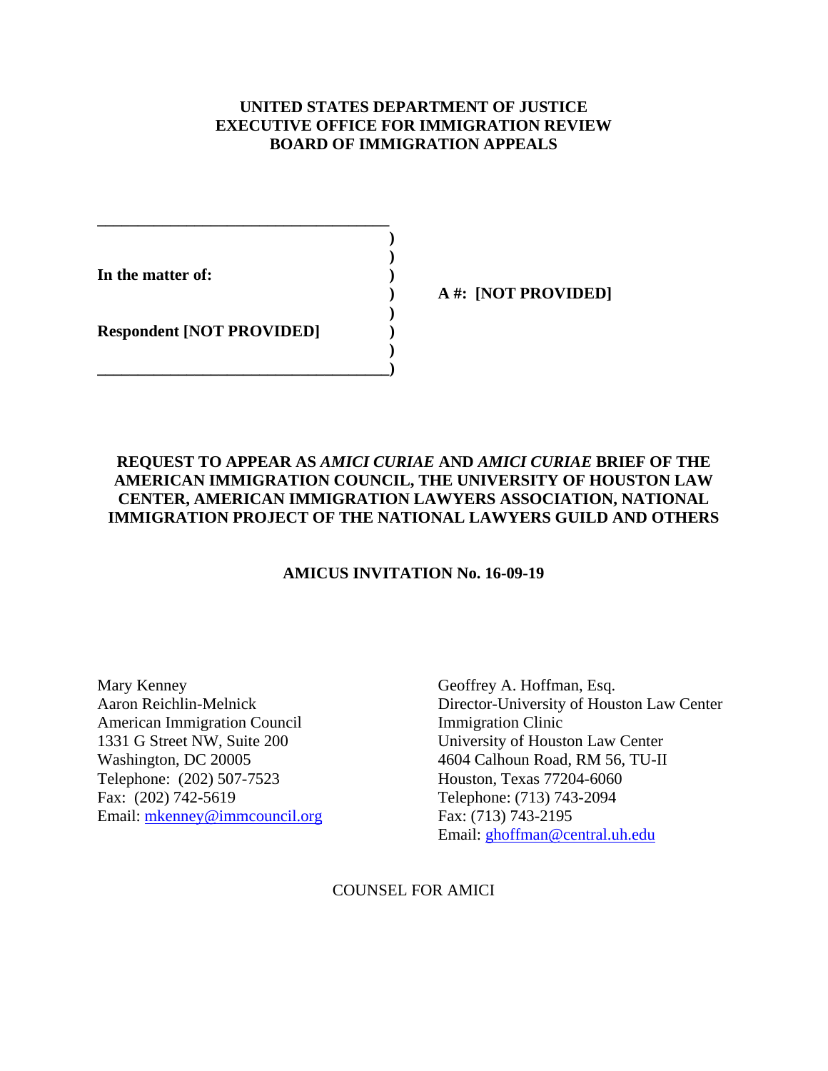**UNITED STATES DEPARTMENT OF JUSTICE**
**EXECUTIVE OFFICE FOR IMMIGRATION REVIEW**
**BOARD OF IMMIGRATION APPEALS**

| | | |
|---|---|---|
| **In the matter of:** | ) | |
| | ) | **A #: [NOT PROVIDED]** |
| **Respondent [NOT PROVIDED]** | ) | |

**REQUEST TO APPEAR AS *AMICI CURIAE* AND *AMICI CURIAE* BRIEF OF THE AMERICAN IMMIGRATION COUNCIL, THE UNIVERSITY OF HOUSTON LAW CENTER, AMERICAN IMMIGRATION LAWYERS ASSOCIATION, NATIONAL IMMIGRATION PROJECT OF THE NATIONAL LAWYERS GUILD AND OTHERS**

**AMICUS INVITATION No. 16-09-19**

Mary Kenney
Aaron Reichlin-Melnick
American Immigration Council
1331 G Street NW, Suite 200
Washington, DC 20005
Telephone: (202) 507-7523
Fax: (202) 742-5619
Email: mkenney@immcouncil.org

Geoffrey A. Hoffman, Esq.
Director-University of Houston Law Center Immigration Clinic
University of Houston Law Center
4604 Calhoun Road, RM 56, TU-II
Houston, Texas 77204-6060
Telephone: (713) 743-2094
Fax: (713) 743-2195
Email: ghoffman@central.uh.edu

COUNSEL FOR AMICI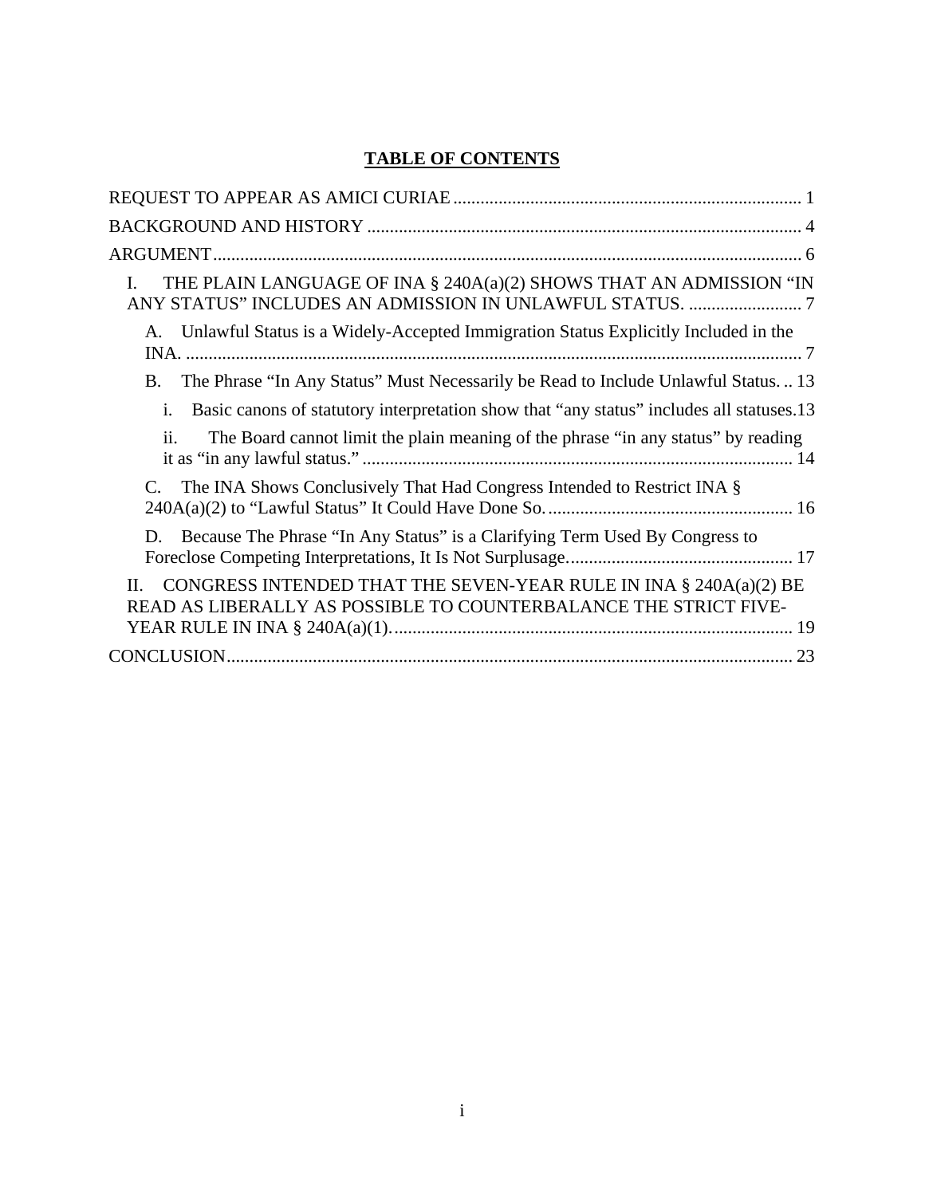# TABLE OF CONTENTS

REQUEST TO APPEAR AS AMICI CURIAE .......... 1

BACKGROUND AND HISTORY .......... 4

ARGUMENT .......... 6

I. THE PLAIN LANGUAGE OF INA § 240A(a)(2) SHOWS THAT AN ADMISSION "IN ANY STATUS" INCLUDES AN ADMISSION IN UNLAWFUL STATUS. .......... 7

A. Unlawful Status is a Widely-Accepted Immigration Status Explicitly Included in the INA. .......... 7

B. The Phrase "In Any Status" Must Necessarily be Read to Include Unlawful Status. .......... 13

i. Basic canons of statutory interpretation show that "any status" includes all statuses. .......... 13

ii. The Board cannot limit the plain meaning of the phrase "in any status" by reading it as "in any lawful status." .......... 14

C. The INA Shows Conclusively That Had Congress Intended to Restrict INA § 240A(a)(2) to "Lawful Status" It Could Have Done So. .......... 16

D. Because The Phrase "In Any Status" is a Clarifying Term Used By Congress to Foreclose Competing Interpretations, It Is Not Surplusage. .......... 17

II. CONGRESS INTENDED THAT THE SEVEN-YEAR RULE IN INA § 240A(a)(2) BE READ AS LIBERALLY AS POSSIBLE TO COUNTERBALANCE THE STRICT FIVE-YEAR RULE IN INA § 240A(a)(1). .......... 19

CONCLUSION .......... 23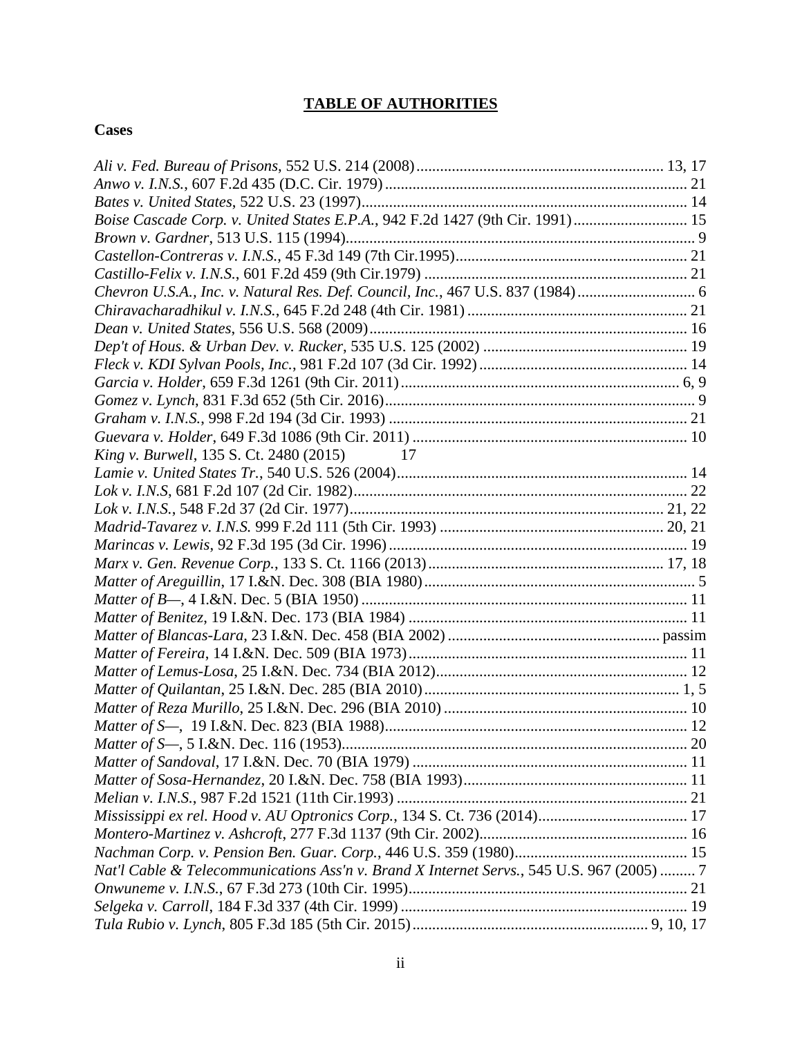# TABLE OF AUTHORITIES

## Cases

*Ali v. Fed. Bureau of Prisons*, 552 U.S. 214 (2008) .......... 13, 17
*Anwo v. I.N.S.*, 607 F.2d 435 (D.C. Cir. 1979) .......... 21
*Bates v. United States*, 522 U.S. 23 (1997) .......... 14
*Boise Cascade Corp. v. United States E.P.A.*, 942 F.2d 1427 (9th Cir. 1991) .......... 15
*Brown v. Gardner*, 513 U.S. 115 (1994) .......... 9
*Castellon-Contreras v. I.N.S.*, 45 F.3d 149 (7th Cir.1995) .......... 21
*Castillo-Felix v. I.N.S.*, 601 F.2d 459 (9th Cir.1979) .......... 21
*Chevron U.S.A., Inc. v. Natural Res. Def. Council, Inc.*, 467 U.S. 837 (1984) .......... 6
*Chiravacharadhikul v. I.N.S.*, 645 F.2d 248 (4th Cir. 1981) .......... 21
*Dean v. United States*, 556 U.S. 568 (2009) .......... 16
*Dep't of Hous. & Urban Dev. v. Rucker*, 535 U.S. 125 (2002) .......... 19
*Fleck v. KDI Sylvan Pools, Inc.*, 981 F.2d 107 (3d Cir. 1992) .......... 14
*Garcia v. Holder*, 659 F.3d 1261 (9th Cir. 2011) .......... 6, 9
*Gomez v. Lynch*, 831 F.3d 652 (5th Cir. 2016) .......... 9
*Graham v. I.N.S.*, 998 F.2d 194 (3d Cir. 1993) .......... 21
*Guevara v. Holder*, 649 F.3d 1086 (9th Cir. 2011) .......... 10
*King v. Burwell*, 135 S. Ct. 2480 (2015) 17
*Lamie v. United States Tr.*, 540 U.S. 526 (2004) .......... 14
*Lok v. I.N.S*, 681 F.2d 107 (2d Cir. 1982) .......... 22
*Lok v. I.N.S.*, 548 F.2d 37 (2d Cir. 1977) .......... 21, 22
*Madrid-Tavarez v. I.N.S.* 999 F.2d 111 (5th Cir. 1993) .......... 20, 21
*Marincas v. Lewis*, 92 F.3d 195 (3d Cir. 1996) .......... 19
*Marx v. Gen. Revenue Corp.*, 133 S. Ct. 1166 (2013) .......... 17, 18
*Matter of Areguillin*, 17 I.&N. Dec. 308 (BIA 1980) .......... 5
*Matter of B—*, 4 I.&N. Dec. 5 (BIA 1950) .......... 11
*Matter of Benitez*, 19 I.&N. Dec. 173 (BIA 1984) .......... 11
*Matter of Blancas-Lara*, 23 I.&N. Dec. 458 (BIA 2002) .......... passim
*Matter of Fereira*, 14 I.&N. Dec. 509 (BIA 1973) .......... 11
*Matter of Lemus-Losa*, 25 I.&N. Dec. 734 (BIA 2012) .......... 12
*Matter of Quilantan*, 25 I.&N. Dec. 285 (BIA 2010) .......... 1, 5
*Matter of Reza Murillo*, 25 I.&N. Dec. 296 (BIA 2010) .......... 10
*Matter of S—*, 19 I.&N. Dec. 823 (BIA 1988) .......... 12
*Matter of S—*, 5 I.&N. Dec. 116 (1953) .......... 20
*Matter of Sandoval*, 17 I.&N. Dec. 70 (BIA 1979) .......... 11
*Matter of Sosa-Hernandez*, 20 I.&N. Dec. 758 (BIA 1993) .......... 11
*Melian v. I.N.S.*, 987 F.2d 1521 (11th Cir.1993) .......... 21
*Mississippi ex rel. Hood v. AU Optronics Corp.*, 134 S. Ct. 736 (2014) .......... 17
*Montero-Martinez v. Ashcroft*, 277 F.3d 1137 (9th Cir. 2002) .......... 16
*Nachman Corp. v. Pension Ben. Guar. Corp.*, 446 U.S. 359 (1980) .......... 15
*Nat'l Cable & Telecommunications Ass'n v. Brand X Internet Servs.*, 545 U.S. 967 (2005) .......... 7
*Onwuneme v. I.N.S.*, 67 F.3d 273 (10th Cir. 1995) .......... 21
*Selgeka v. Carroll*, 184 F.3d 337 (4th Cir. 1999) .......... 19
*Tula Rubio v. Lynch*, 805 F.3d 185 (5th Cir. 2015) .......... 9, 10, 17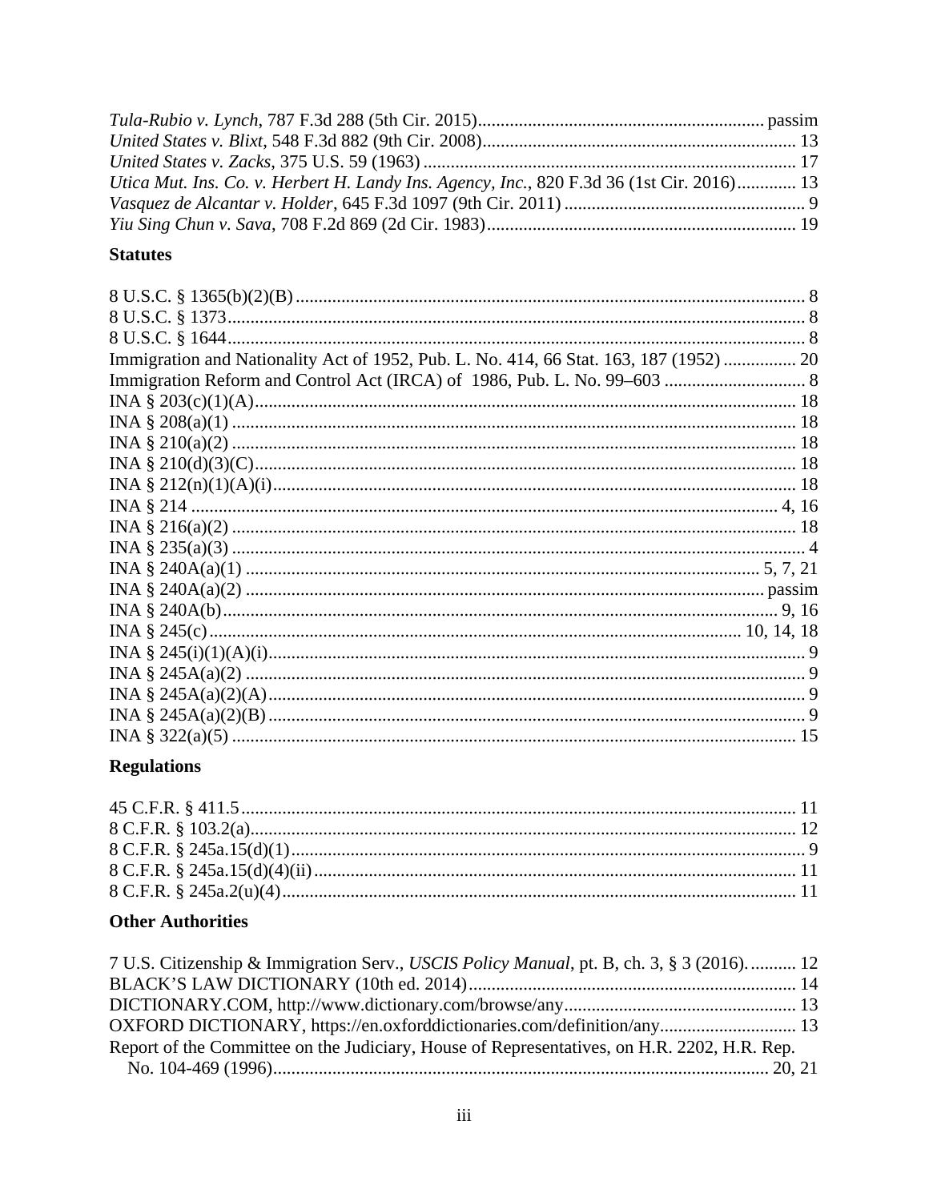*Tula-Rubio v. Lynch*, 787 F.3d 288 (5th Cir. 2015) .......... passim
*United States v. Blixt*, 548 F.3d 882 (9th Cir. 2008) .......... 13
*United States v. Zacks*, 375 U.S. 59 (1963) .......... 17
*Utica Mut. Ins. Co. v. Herbert H. Landy Ins. Agency, Inc.*, 820 F.3d 36 (1st Cir. 2016) .......... 13
*Vasquez de Alcantar v. Holder*, 645 F.3d 1097 (9th Cir. 2011) .......... 9
*Yiu Sing Chun v. Sava*, 708 F.2d 869 (2d Cir. 1983) .......... 19

### Statutes

8 U.S.C. § 1365(b)(2)(B) .......... 8
8 U.S.C. § 1373 .......... 8
8 U.S.C. § 1644 .......... 8
Immigration and Nationality Act of 1952, Pub. L. No. 414, 66 Stat. 163, 187 (1952) .......... 20
Immigration Reform and Control Act (IRCA) of 1986, Pub. L. No. 99–603 .......... 8
INA § 203(c)(1)(A) .......... 18
INA § 208(a)(1) .......... 18
INA § 210(a)(2) .......... 18
INA § 210(d)(3)(C) .......... 18
INA § 212(n)(1)(A)(i) .......... 18
INA § 214 .......... 4, 16
INA § 216(a)(2) .......... 18
INA § 235(a)(3) .......... 4
INA § 240A(a)(1) .......... 5, 7, 21
INA § 240A(a)(2) .......... passim
INA § 240A(b) .......... 9, 16
INA § 245(c) .......... 10, 14, 18
INA § 245(i)(1)(A)(i) .......... 9
INA § 245A(a)(2) .......... 9
INA § 245A(a)(2)(A) .......... 9
INA § 245A(a)(2)(B) .......... 9
INA § 322(a)(5) .......... 15

### Regulations

45 C.F.R. § 411.5 .......... 11
8 C.F.R. § 103.2(a) .......... 12
8 C.F.R. § 245a.15(d)(1) .......... 9
8 C.F.R. § 245a.15(d)(4)(ii) .......... 11
8 C.F.R. § 245a.2(u)(4) .......... 11

### Other Authorities

7 U.S. Citizenship & Immigration Serv., *USCIS Policy Manual*, pt. B, ch. 3, § 3 (2016). .......... 12
BLACK'S LAW DICTIONARY (10th ed. 2014) .......... 14
DICTIONARY.COM, http://www.dictionary.com/browse/any .......... 13
OXFORD DICTIONARY, https://en.oxforddictionaries.com/definition/any .......... 13
Report of the Committee on the Judiciary, House of Representatives, on H.R. 2202, H.R. Rep. No. 104-469 (1996) .......... 20, 21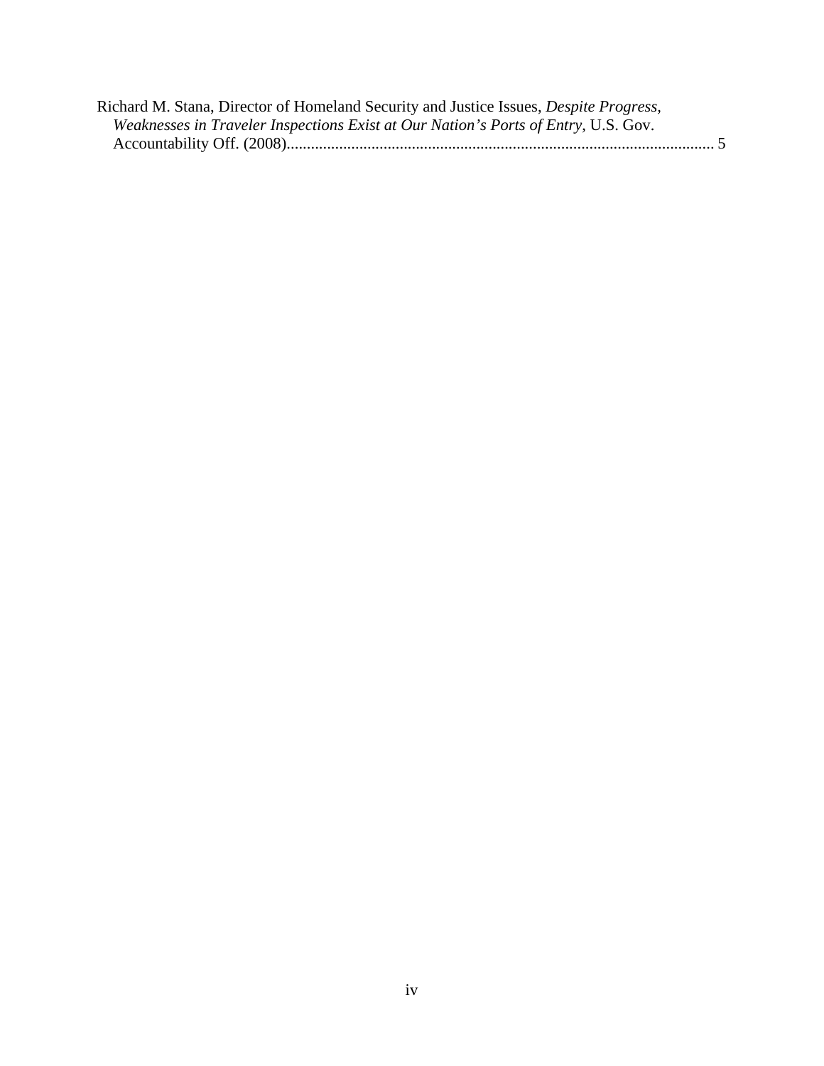Richard M. Stana, Director of Homeland Security and Justice Issues, *Despite Progress, Weaknesses in Traveler Inspections Exist at Our Nation's Ports of Entry*, U.S. Gov. Accountability Off. (2008)........................................................................................................ 5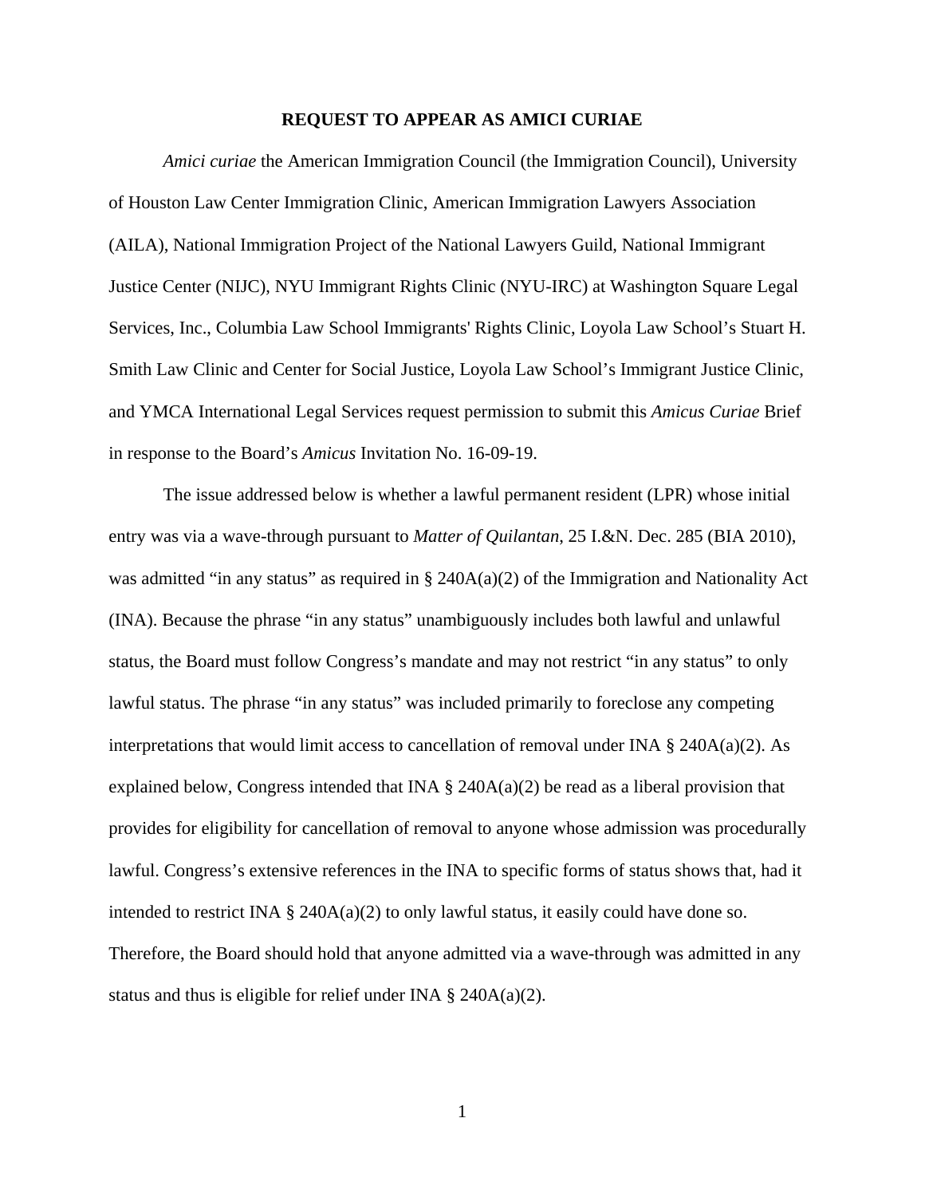## REQUEST TO APPEAR AS AMICI CURIAE

*Amici curiae* the American Immigration Council (the Immigration Council), University of Houston Law Center Immigration Clinic, American Immigration Lawyers Association (AILA), National Immigration Project of the National Lawyers Guild, National Immigrant Justice Center (NIJC), NYU Immigrant Rights Clinic (NYU-IRC) at Washington Square Legal Services, Inc., Columbia Law School Immigrants' Rights Clinic, Loyola Law School's Stuart H. Smith Law Clinic and Center for Social Justice, Loyola Law School's Immigrant Justice Clinic, and YMCA International Legal Services request permission to submit this *Amicus Curiae* Brief in response to the Board's *Amicus* Invitation No. 16-09-19.

The issue addressed below is whether a lawful permanent resident (LPR) whose initial entry was via a wave-through pursuant to *Matter of Quilantan*, 25 I.&N. Dec. 285 (BIA 2010), was admitted "in any status" as required in § 240A(a)(2) of the Immigration and Nationality Act (INA). Because the phrase "in any status" unambiguously includes both lawful and unlawful status, the Board must follow Congress's mandate and may not restrict "in any status" to only lawful status. The phrase "in any status" was included primarily to foreclose any competing interpretations that would limit access to cancellation of removal under INA § 240A(a)(2). As explained below, Congress intended that INA § 240A(a)(2) be read as a liberal provision that provides for eligibility for cancellation of removal to anyone whose admission was procedurally lawful. Congress's extensive references in the INA to specific forms of status shows that, had it intended to restrict INA § 240A(a)(2) to only lawful status, it easily could have done so. Therefore, the Board should hold that anyone admitted via a wave-through was admitted in any status and thus is eligible for relief under INA § 240A(a)(2).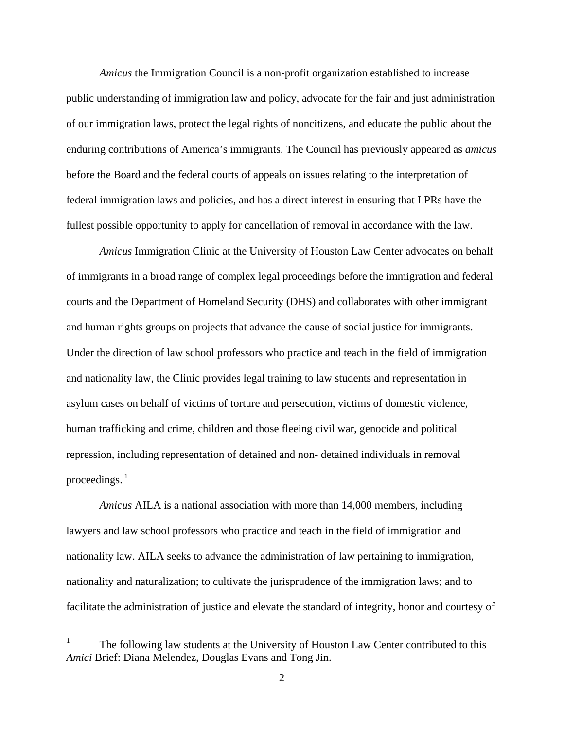*Amicus* the Immigration Council is a non-profit organization established to increase public understanding of immigration law and policy, advocate for the fair and just administration of our immigration laws, protect the legal rights of noncitizens, and educate the public about the enduring contributions of America's immigrants. The Council has previously appeared as *amicus* before the Board and the federal courts of appeals on issues relating to the interpretation of federal immigration laws and policies, and has a direct interest in ensuring that LPRs have the fullest possible opportunity to apply for cancellation of removal in accordance with the law.

*Amicus* Immigration Clinic at the University of Houston Law Center advocates on behalf of immigrants in a broad range of complex legal proceedings before the immigration and federal courts and the Department of Homeland Security (DHS) and collaborates with other immigrant and human rights groups on projects that advance the cause of social justice for immigrants. Under the direction of law school professors who practice and teach in the field of immigration and nationality law, the Clinic provides legal training to law students and representation in asylum cases on behalf of victims of torture and persecution, victims of domestic violence, human trafficking and crime, children and those fleeing civil war, genocide and political repression, including representation of detained and non- detained individuals in removal proceedings. [1]

*Amicus* AILA is a national association with more than 14,000 members, including lawyers and law school professors who practice and teach in the field of immigration and nationality law. AILA seeks to advance the administration of law pertaining to immigration, nationality and naturalization; to cultivate the jurisprudence of the immigration laws; and to facilitate the administration of justice and elevate the standard of integrity, honor and courtesy of

[1] The following law students at the University of Houston Law Center contributed to this *Amici* Brief: Diana Melendez, Douglas Evans and Tong Jin.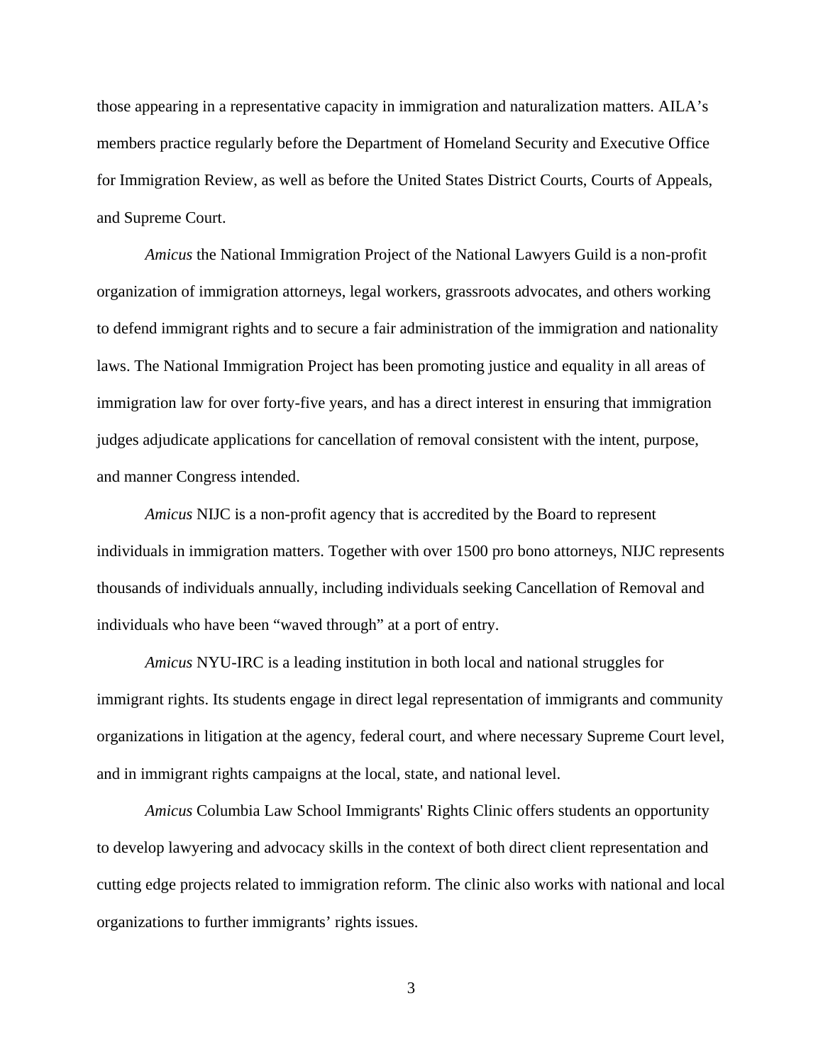those appearing in a representative capacity in immigration and naturalization matters. AILA's members practice regularly before the Department of Homeland Security and Executive Office for Immigration Review, as well as before the United States District Courts, Courts of Appeals, and Supreme Court.

*Amicus* the National Immigration Project of the National Lawyers Guild is a non-profit organization of immigration attorneys, legal workers, grassroots advocates, and others working to defend immigrant rights and to secure a fair administration of the immigration and nationality laws. The National Immigration Project has been promoting justice and equality in all areas of immigration law for over forty-five years, and has a direct interest in ensuring that immigration judges adjudicate applications for cancellation of removal consistent with the intent, purpose, and manner Congress intended.

*Amicus* NIJC is a non-profit agency that is accredited by the Board to represent individuals in immigration matters. Together with over 1500 pro bono attorneys, NIJC represents thousands of individuals annually, including individuals seeking Cancellation of Removal and individuals who have been "waved through" at a port of entry.

*Amicus* NYU-IRC is a leading institution in both local and national struggles for immigrant rights. Its students engage in direct legal representation of immigrants and community organizations in litigation at the agency, federal court, and where necessary Supreme Court level, and in immigrant rights campaigns at the local, state, and national level.

*Amicus* Columbia Law School Immigrants' Rights Clinic offers students an opportunity to develop lawyering and advocacy skills in the context of both direct client representation and cutting edge projects related to immigration reform. The clinic also works with national and local organizations to further immigrants' rights issues.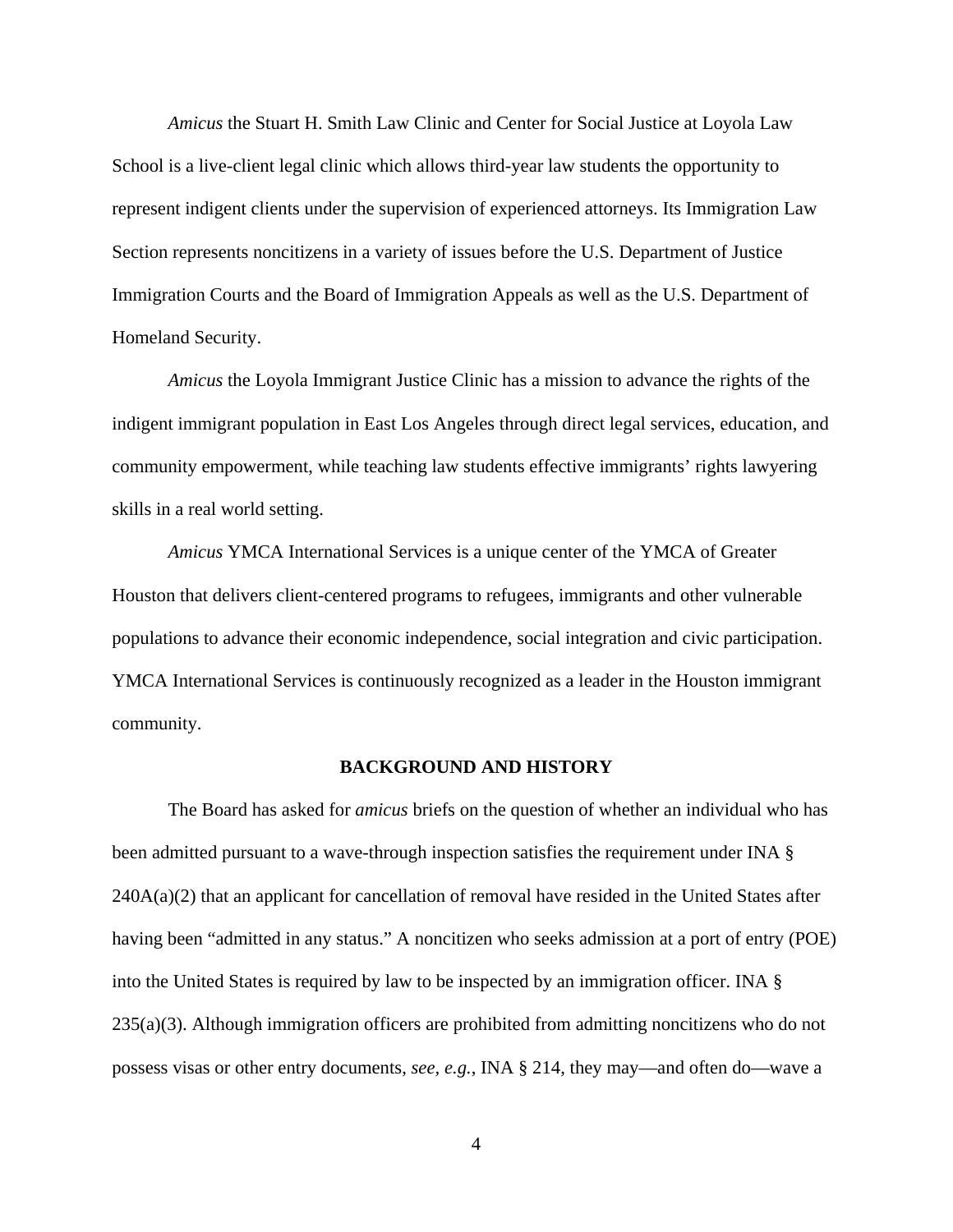*Amicus* the Stuart H. Smith Law Clinic and Center for Social Justice at Loyola Law School is a live-client legal clinic which allows third-year law students the opportunity to represent indigent clients under the supervision of experienced attorneys. Its Immigration Law Section represents noncitizens in a variety of issues before the U.S. Department of Justice Immigration Courts and the Board of Immigration Appeals as well as the U.S. Department of Homeland Security.

*Amicus* the Loyola Immigrant Justice Clinic has a mission to advance the rights of the indigent immigrant population in East Los Angeles through direct legal services, education, and community empowerment, while teaching law students effective immigrants' rights lawyering skills in a real world setting.

*Amicus* YMCA International Services is a unique center of the YMCA of Greater Houston that delivers client-centered programs to refugees, immigrants and other vulnerable populations to advance their economic independence, social integration and civic participation. YMCA International Services is continuously recognized as a leader in the Houston immigrant community.

## BACKGROUND AND HISTORY

The Board has asked for *amicus* briefs on the question of whether an individual who has been admitted pursuant to a wave-through inspection satisfies the requirement under INA § 240A(a)(2) that an applicant for cancellation of removal have resided in the United States after having been "admitted in any status." A noncitizen who seeks admission at a port of entry (POE) into the United States is required by law to be inspected by an immigration officer. INA § 235(a)(3). Although immigration officers are prohibited from admitting noncitizens who do not possess visas or other entry documents, *see, e.g.*, INA § 214, they may—and often do—wave a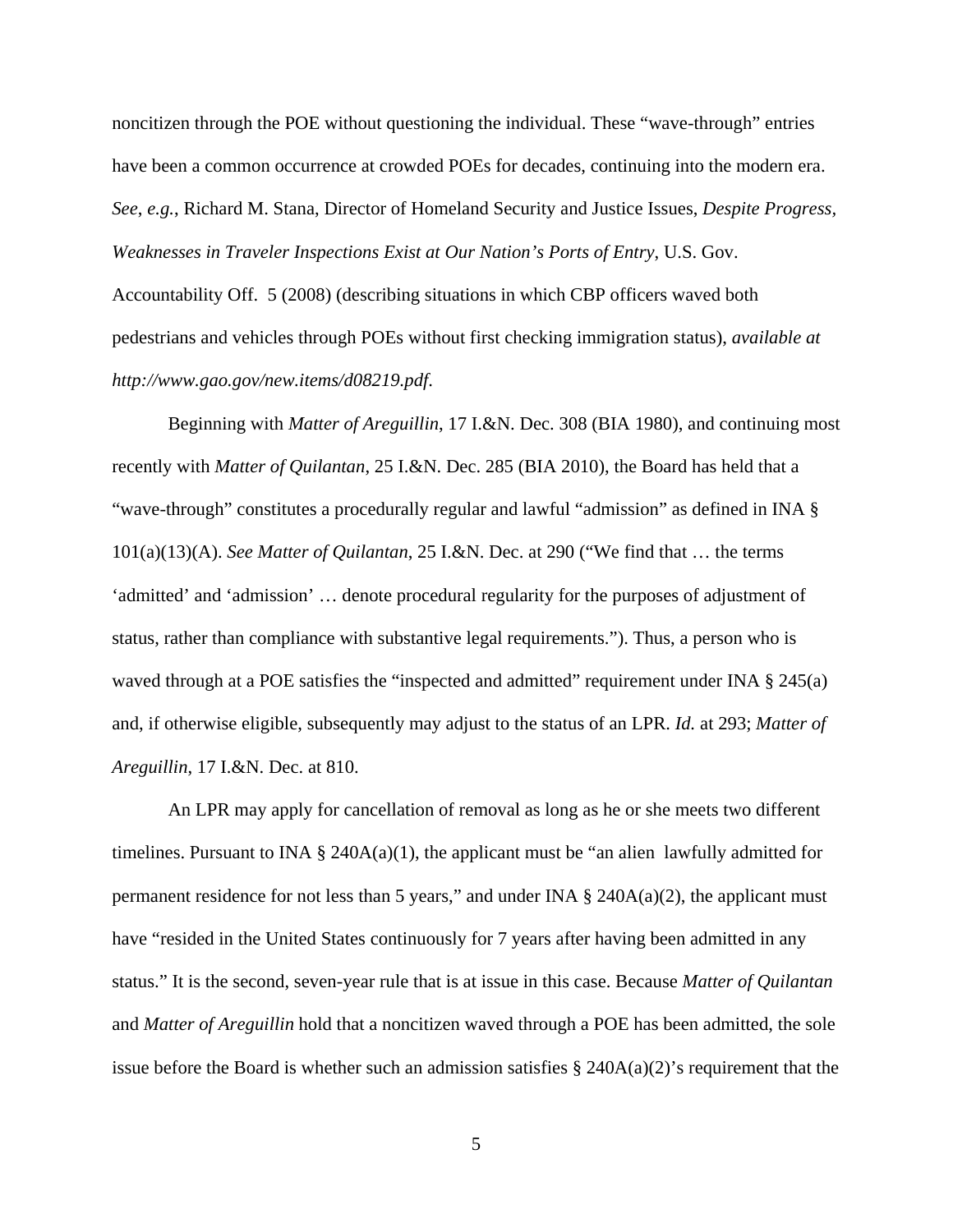noncitizen through the POE without questioning the individual. These "wave-through" entries have been a common occurrence at crowded POEs for decades, continuing into the modern era. *See*, *e.g.*, Richard M. Stana, Director of Homeland Security and Justice Issues, *Despite Progress, Weaknesses in Traveler Inspections Exist at Our Nation's Ports of Entry*, U.S. Gov. Accountability Off. 5 (2008) (describing situations in which CBP officers waved both pedestrians and vehicles through POEs without first checking immigration status), *available at http://www.gao.gov/new.items/d08219.pdf.*

Beginning with *Matter of Areguillin*, 17 I.&N. Dec. 308 (BIA 1980), and continuing most recently with *Matter of Quilantan*, 25 I.&N. Dec. 285 (BIA 2010), the Board has held that a "wave-through" constitutes a procedurally regular and lawful "admission" as defined in INA § 101(a)(13)(A). *See Matter of Quilantan*, 25 I.&N. Dec. at 290 ("We find that … the terms 'admitted' and 'admission' … denote procedural regularity for the purposes of adjustment of status, rather than compliance with substantive legal requirements."). Thus, a person who is waved through at a POE satisfies the "inspected and admitted" requirement under INA § 245(a) and, if otherwise eligible, subsequently may adjust to the status of an LPR. *Id.* at 293; *Matter of Areguillin*, 17 I.&N. Dec. at 810.

An LPR may apply for cancellation of removal as long as he or she meets two different timelines. Pursuant to INA § 240A(a)(1), the applicant must be "an alien lawfully admitted for permanent residence for not less than 5 years," and under INA § 240A(a)(2), the applicant must have "resided in the United States continuously for 7 years after having been admitted in any status." It is the second, seven-year rule that is at issue in this case. Because *Matter of Quilantan* and *Matter of Areguillin* hold that a noncitizen waved through a POE has been admitted, the sole issue before the Board is whether such an admission satisfies § 240A(a)(2)'s requirement that the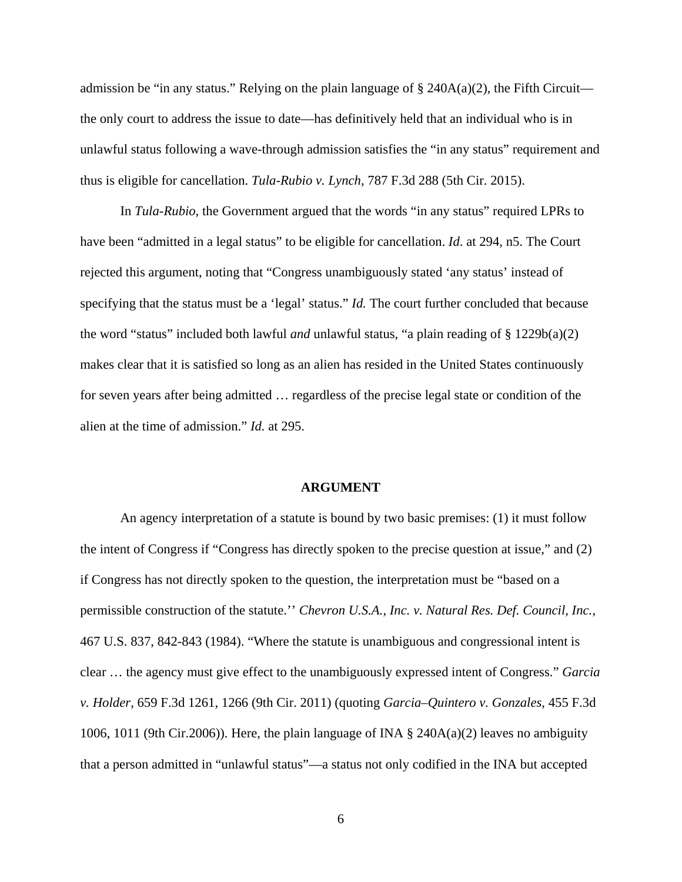admission be "in any status." Relying on the plain language of § 240A(a)(2), the Fifth Circuit—the only court to address the issue to date—has definitively held that an individual who is in unlawful status following a wave-through admission satisfies the "in any status" requirement and thus is eligible for cancellation. *Tula-Rubio v. Lynch*, 787 F.3d 288 (5th Cir. 2015).

In *Tula-Rubio,* the Government argued that the words "in any status" required LPRs to have been "admitted in a legal status" to be eligible for cancellation. *Id*. at 294, n5. The Court rejected this argument, noting that "Congress unambiguously stated 'any status' instead of specifying that the status must be a 'legal' status." *Id.* The court further concluded that because the word "status" included both lawful *and* unlawful status, "a plain reading of § 1229b(a)(2) makes clear that it is satisfied so long as an alien has resided in the United States continuously for seven years after being admitted … regardless of the precise legal state or condition of the alien at the time of admission." *Id.* at 295.

## ARGUMENT

An agency interpretation of a statute is bound by two basic premises: (1) it must follow the intent of Congress if "Congress has directly spoken to the precise question at issue," and (2) if Congress has not directly spoken to the question, the interpretation must be "based on a permissible construction of the statute.'' *Chevron U.S.A., Inc. v. Natural Res. Def. Council, Inc.*, 467 U.S. 837, 842-843 (1984). "Where the statute is unambiguous and congressional intent is clear … the agency must give effect to the unambiguously expressed intent of Congress." *Garcia v. Holder*, 659 F.3d 1261, 1266 (9th Cir. 2011) (quoting *Garcia–Quintero v. Gonzales*, 455 F.3d 1006, 1011 (9th Cir.2006)). Here, the plain language of INA § 240A(a)(2) leaves no ambiguity that a person admitted in "unlawful status"—a status not only codified in the INA but accepted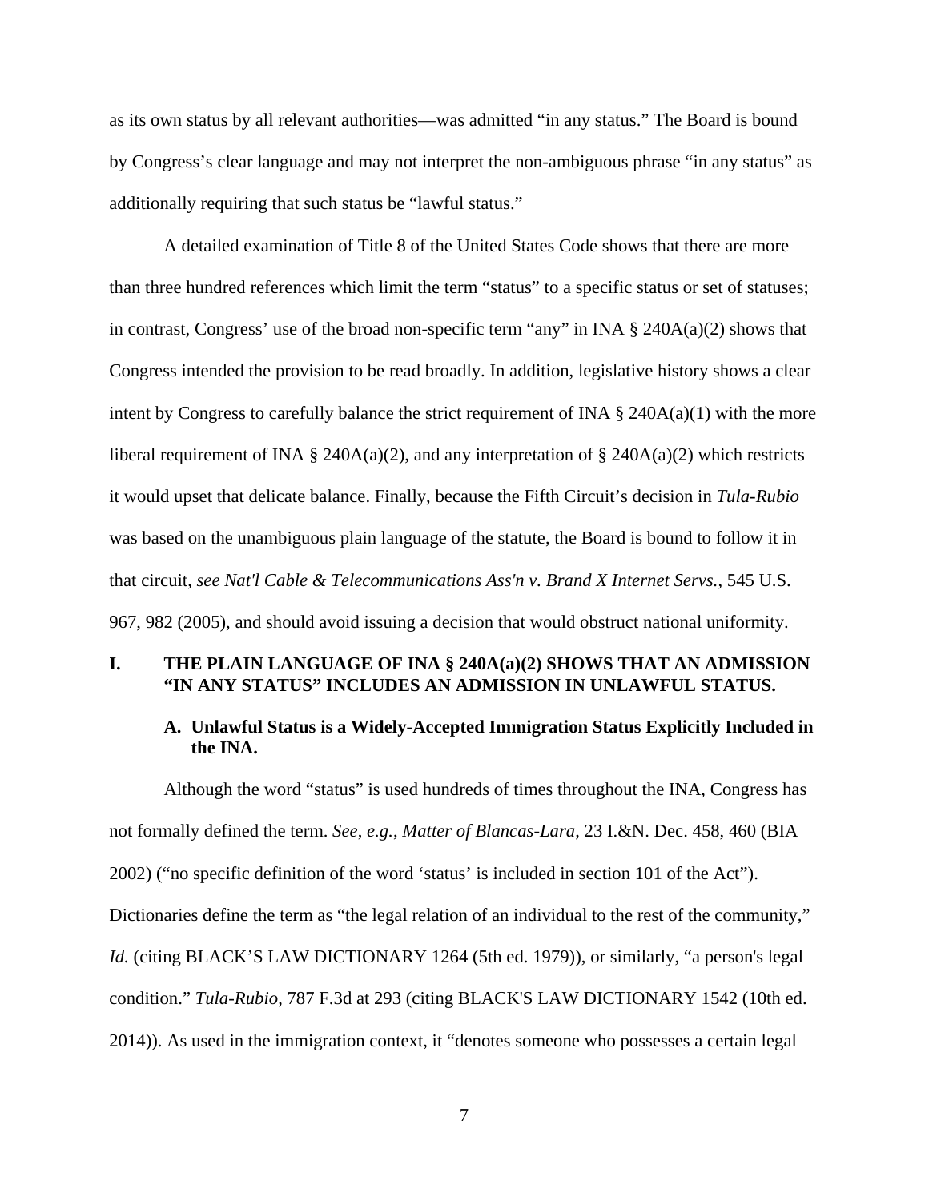as its own status by all relevant authorities—was admitted "in any status." The Board is bound by Congress's clear language and may not interpret the non-ambiguous phrase "in any status" as additionally requiring that such status be "lawful status."

A detailed examination of Title 8 of the United States Code shows that there are more than three hundred references which limit the term "status" to a specific status or set of statuses; in contrast, Congress' use of the broad non-specific term "any" in INA § 240A(a)(2) shows that Congress intended the provision to be read broadly. In addition, legislative history shows a clear intent by Congress to carefully balance the strict requirement of INA § 240A(a)(1) with the more liberal requirement of INA § 240A(a)(2), and any interpretation of § 240A(a)(2) which restricts it would upset that delicate balance. Finally, because the Fifth Circuit's decision in *Tula-Rubio* was based on the unambiguous plain language of the statute, the Board is bound to follow it in that circuit, *see Nat'l Cable & Telecommunications Ass'n v. Brand X Internet Servs.*, 545 U.S. 967, 982 (2005), and should avoid issuing a decision that would obstruct national uniformity.

# I. THE PLAIN LANGUAGE OF INA § 240A(a)(2) SHOWS THAT AN ADMISSION "IN ANY STATUS" INCLUDES AN ADMISSION IN UNLAWFUL STATUS.

## A. Unlawful Status is a Widely-Accepted Immigration Status Explicitly Included in the INA.

Although the word "status" is used hundreds of times throughout the INA, Congress has not formally defined the term. *See*, *e.g.*, *Matter of Blancas-Lara*, 23 I.&N. Dec. 458, 460 (BIA 2002) ("no specific definition of the word 'status' is included in section 101 of the Act"). Dictionaries define the term as "the legal relation of an individual to the rest of the community," *Id.* (citing BLACK'S LAW DICTIONARY 1264 (5th ed. 1979)), or similarly, "a person's legal condition." *Tula-Rubio*, 787 F.3d at 293 (citing BLACK'S LAW DICTIONARY 1542 (10th ed. 2014)). As used in the immigration context, it "denotes someone who possesses a certain legal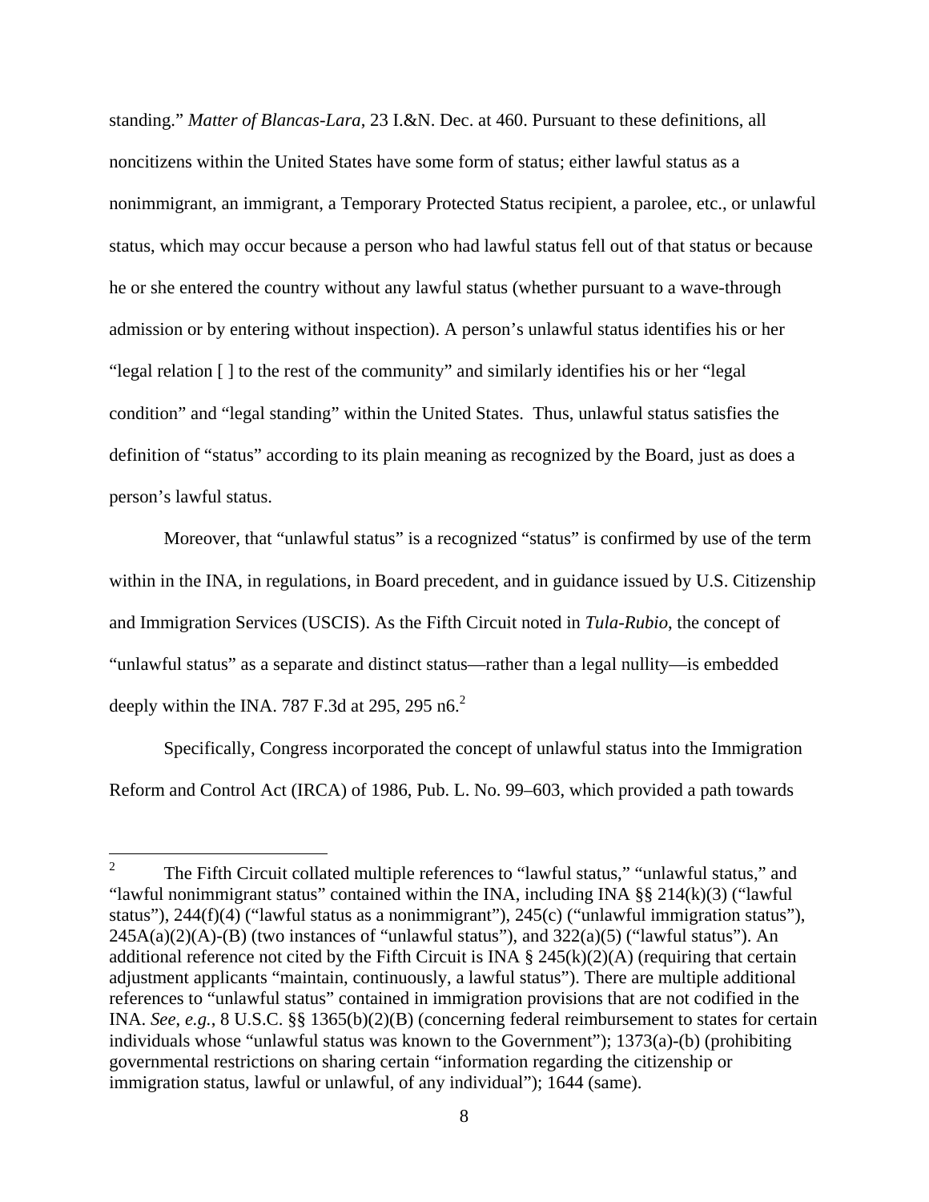standing." *Matter of Blancas-Lara*, 23 I.&N. Dec. at 460. Pursuant to these definitions, all noncitizens within the United States have some form of status; either lawful status as a nonimmigrant, an immigrant, a Temporary Protected Status recipient, a parolee, etc., or unlawful status, which may occur because a person who had lawful status fell out of that status or because he or she entered the country without any lawful status (whether pursuant to a wave-through admission or by entering without inspection). A person's unlawful status identifies his or her "legal relation [ ] to the rest of the community" and similarly identifies his or her "legal condition" and "legal standing" within the United States. Thus, unlawful status satisfies the definition of "status" according to its plain meaning as recognized by the Board, just as does a person's lawful status.

Moreover, that "unlawful status" is a recognized "status" is confirmed by use of the term within in the INA, in regulations, in Board precedent, and in guidance issued by U.S. Citizenship and Immigration Services (USCIS). As the Fifth Circuit noted in *Tula-Rubio*, the concept of "unlawful status" as a separate and distinct status—rather than a legal nullity—is embedded deeply within the INA. 787 F.3d at 295, 295 n6.[2]

Specifically, Congress incorporated the concept of unlawful status into the Immigration Reform and Control Act (IRCA) of 1986, Pub. L. No. 99–603, which provided a path towards

---

[2] The Fifth Circuit collated multiple references to "lawful status," "unlawful status," and "lawful nonimmigrant status" contained within the INA, including INA §§ 214(k)(3) ("lawful status"), 244(f)(4) ("lawful status as a nonimmigrant"), 245(c) ("unlawful immigration status"), 245A(a)(2)(A)-(B) (two instances of "unlawful status"), and 322(a)(5) ("lawful status"). An additional reference not cited by the Fifth Circuit is INA § 245(k)(2)(A) (requiring that certain adjustment applicants "maintain, continuously, a lawful status"). There are multiple additional references to "unlawful status" contained in immigration provisions that are not codified in the INA. *See*, *e.g.*, 8 U.S.C. §§ 1365(b)(2)(B) (concerning federal reimbursement to states for certain individuals whose "unlawful status was known to the Government"); 1373(a)-(b) (prohibiting governmental restrictions on sharing certain "information regarding the citizenship or immigration status, lawful or unlawful, of any individual"); 1644 (same).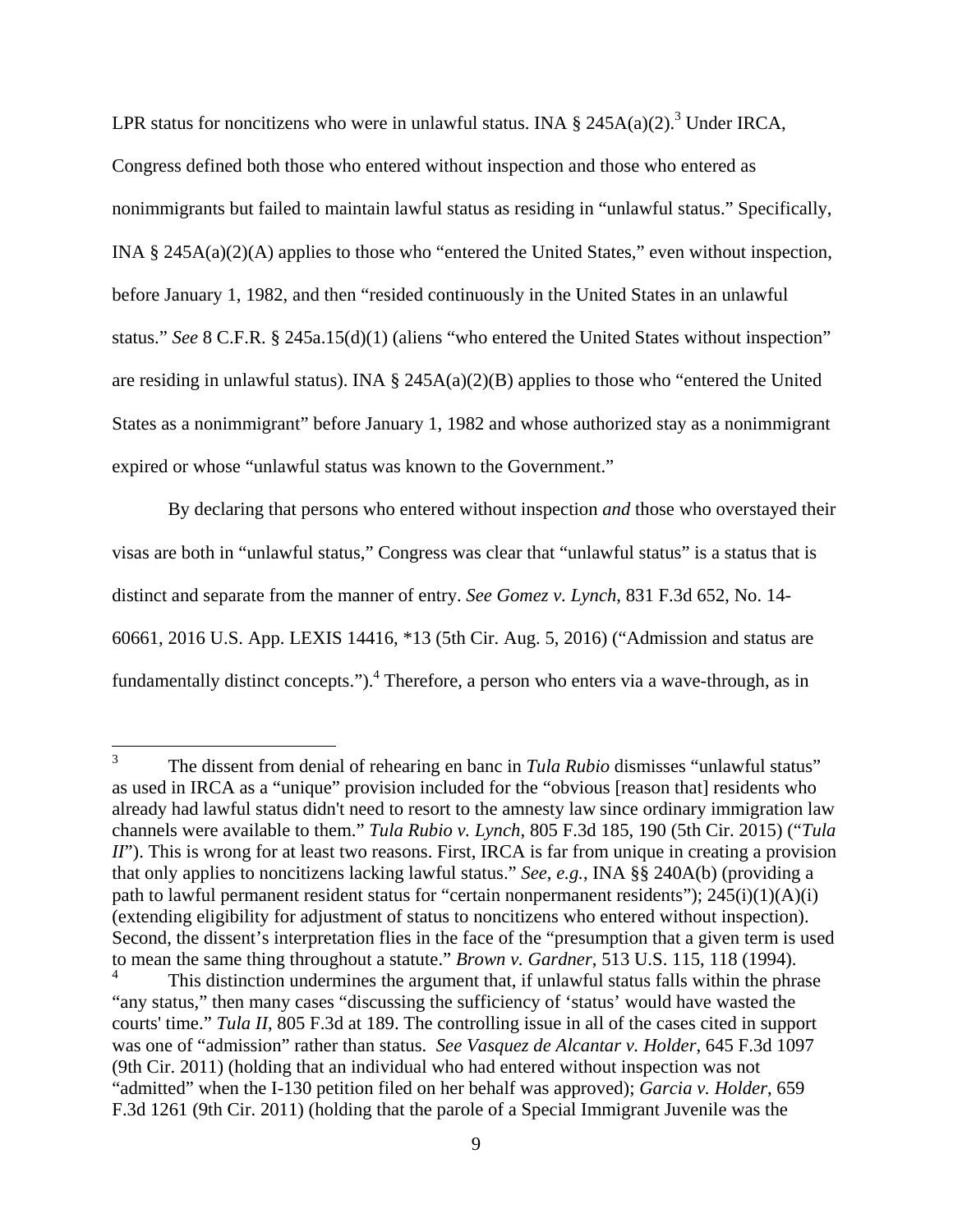LPR status for noncitizens who were in unlawful status. INA § 245A(a)(2).[3] Under IRCA, Congress defined both those who entered without inspection and those who entered as nonimmigrants but failed to maintain lawful status as residing in "unlawful status." Specifically, INA § 245A(a)(2)(A) applies to those who "entered the United States," even without inspection, before January 1, 1982, and then "resided continuously in the United States in an unlawful status." *See* 8 C.F.R. § 245a.15(d)(1) (aliens "who entered the United States without inspection" are residing in unlawful status). INA § 245A(a)(2)(B) applies to those who "entered the United States as a nonimmigrant" before January 1, 1982 and whose authorized stay as a nonimmigrant expired or whose "unlawful status was known to the Government."

By declaring that persons who entered without inspection *and* those who overstayed their visas are both in "unlawful status," Congress was clear that "unlawful status" is a status that is distinct and separate from the manner of entry. *See Gomez v. Lynch*, 831 F.3d 652, No. 14-60661, 2016 U.S. App. LEXIS 14416, *13 (5th Cir. Aug. 5, 2016) ("Admission and status are fundamentally distinct concepts.").[4] Therefore, a person who enters via a wave-through, as in

---

[3] The dissent from denial of rehearing en banc in *Tula Rubio* dismisses "unlawful status" as used in IRCA as a "unique" provision included for the "obvious [reason that] residents who already had lawful status didn't need to resort to the amnesty law since ordinary immigration law channels were available to them." *Tula Rubio v. Lynch*, 805 F.3d 185, 190 (5th Cir. 2015) ("*Tula II*"). This is wrong for at least two reasons. First, IRCA is far from unique in creating a provision that only applies to noncitizens lacking lawful status." *See*, *e.g.*, INA §§ 240A(b) (providing a path to lawful permanent resident status for "certain nonpermanent residents"); 245(i)(1)(A)(i) (extending eligibility for adjustment of status to noncitizens who entered without inspection). Second, the dissent's interpretation flies in the face of the "presumption that a given term is used to mean the same thing throughout a statute." *Brown v. Gardner*, 513 U.S. 115, 118 (1994).

[4] This distinction undermines the argument that, if unlawful status falls within the phrase "any status," then many cases "discussing the sufficiency of 'status' would have wasted the courts' time." *Tula II*, 805 F.3d at 189. The controlling issue in all of the cases cited in support was one of "admission" rather than status. *See Vasquez de Alcantar v. Holder*, 645 F.3d 1097 (9th Cir. 2011) (holding that an individual who had entered without inspection was not "admitted" when the I-130 petition filed on her behalf was approved); *Garcia v. Holder*, 659 F.3d 1261 (9th Cir. 2011) (holding that the parole of a Special Immigrant Juvenile was the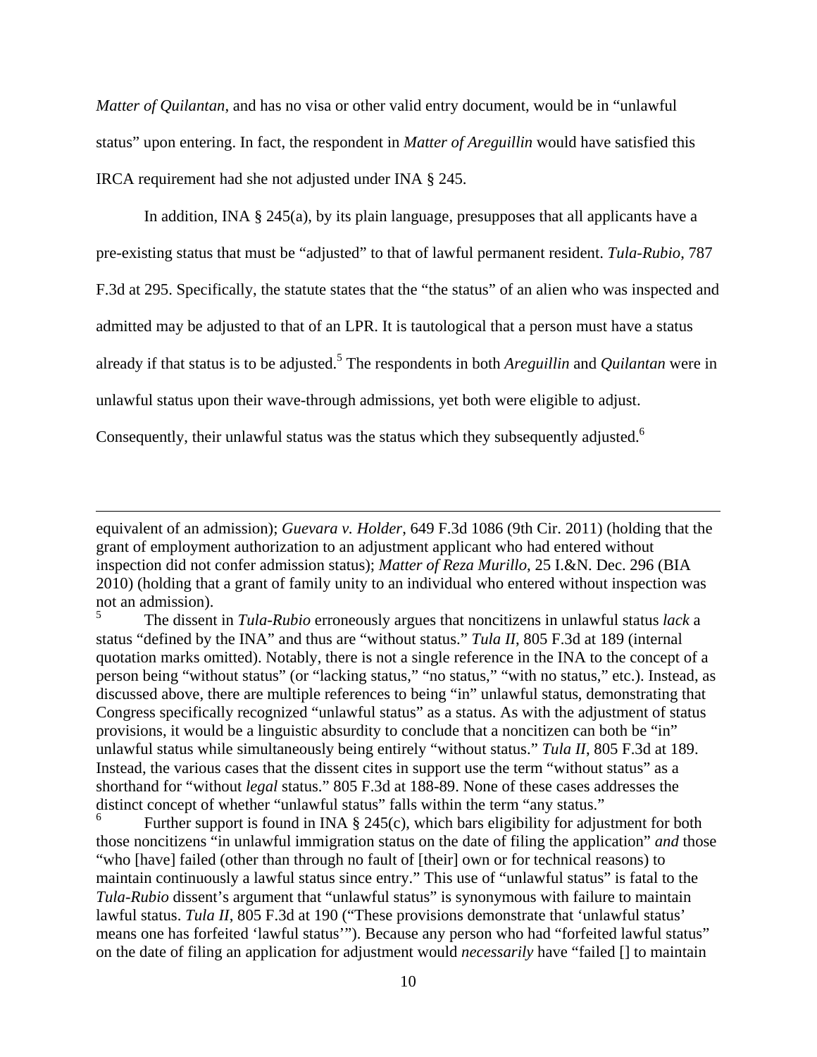*Matter of Quilantan*, and has no visa or other valid entry document, would be in "unlawful status" upon entering. In fact, the respondent in *Matter of Areguillin* would have satisfied this IRCA requirement had she not adjusted under INA § 245.

In addition, INA § 245(a), by its plain language, presupposes that all applicants have a pre-existing status that must be "adjusted" to that of lawful permanent resident. *Tula-Rubio*, 787 F.3d at 295. Specifically, the statute states that the "the status" of an alien who was inspected and admitted may be adjusted to that of an LPR. It is tautological that a person must have a status already if that status is to be adjusted.[5] The respondents in both *Areguillin* and *Quilantan* were in unlawful status upon their wave-through admissions, yet both were eligible to adjust. Consequently, their unlawful status was the status which they subsequently adjusted.[6]

---

equivalent of an admission); *Guevara v. Holder*, 649 F.3d 1086 (9th Cir. 2011) (holding that the grant of employment authorization to an adjustment applicant who had entered without inspection did not confer admission status); *Matter of Reza Murillo*, 25 I.&N. Dec. 296 (BIA 2010) (holding that a grant of family unity to an individual who entered without inspection was not an admission).

[5] The dissent in *Tula-Rubio* erroneously argues that noncitizens in unlawful status *lack* a status "defined by the INA" and thus are "without status." *Tula II*, 805 F.3d at 189 (internal quotation marks omitted). Notably, there is not a single reference in the INA to the concept of a person being "without status" (or "lacking status," "no status," "with no status," etc.). Instead, as discussed above, there are multiple references to being "in" unlawful status, demonstrating that Congress specifically recognized "unlawful status" as a status. As with the adjustment of status provisions, it would be a linguistic absurdity to conclude that a noncitizen can both be "in" unlawful status while simultaneously being entirely "without status." *Tula II*, 805 F.3d at 189. Instead, the various cases that the dissent cites in support use the term "without status" as a shorthand for "without *legal* status." 805 F.3d at 188-89. None of these cases addresses the distinct concept of whether "unlawful status" falls within the term "any status."

[6] Further support is found in INA § 245(c), which bars eligibility for adjustment for both those noncitizens "in unlawful immigration status on the date of filing the application" *and* those "who [have] failed (other than through no fault of [their] own or for technical reasons) to maintain continuously a lawful status since entry." This use of "unlawful status" is fatal to the *Tula-Rubio* dissent's argument that "unlawful status" is synonymous with failure to maintain lawful status. *Tula II*, 805 F.3d at 190 ("These provisions demonstrate that 'unlawful status' means one has forfeited 'lawful status'"). Because any person who had "forfeited lawful status" on the date of filing an application for adjustment would *necessarily* have "failed [] to maintain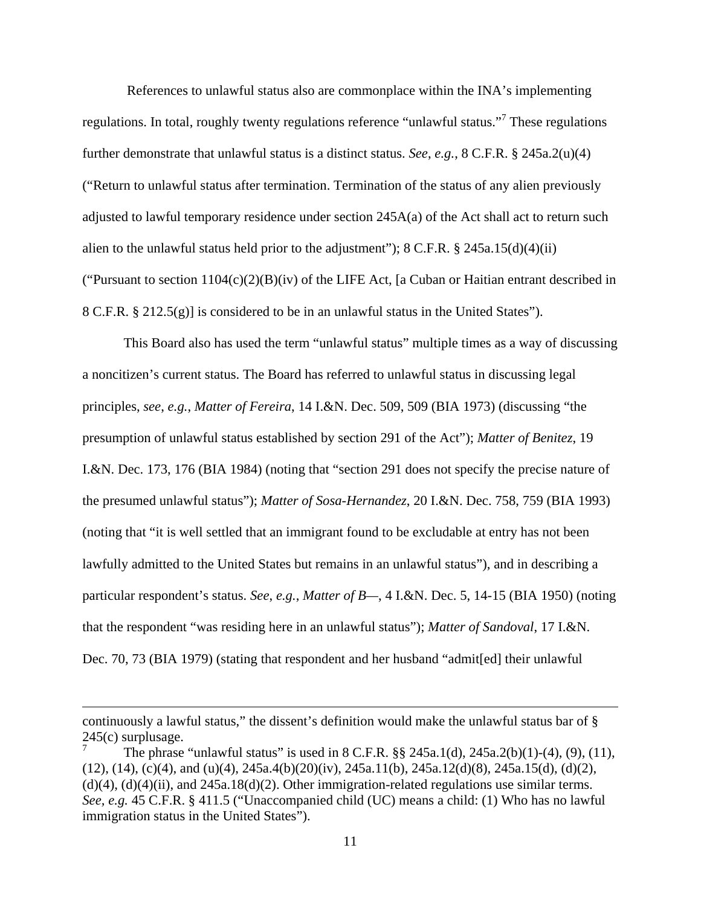References to unlawful status also are commonplace within the INA's implementing regulations. In total, roughly twenty regulations reference "unlawful status."[7] These regulations further demonstrate that unlawful status is a distinct status. *See*, *e.g.*, 8 C.F.R. § 245a.2(u)(4) ("Return to unlawful status after termination. Termination of the status of any alien previously adjusted to lawful temporary residence under section 245A(a) of the Act shall act to return such alien to the unlawful status held prior to the adjustment"); 8 C.F.R. § 245a.15(d)(4)(ii) ("Pursuant to section 1104(c)(2)(B)(iv) of the LIFE Act, [a Cuban or Haitian entrant described in 8 C.F.R. § 212.5(g)] is considered to be in an unlawful status in the United States").

This Board also has used the term "unlawful status" multiple times as a way of discussing a noncitizen's current status. The Board has referred to unlawful status in discussing legal principles, *see*, *e.g.*, *Matter of Fereira*, 14 I.&N. Dec. 509, 509 (BIA 1973) (discussing "the presumption of unlawful status established by section 291 of the Act"); *Matter of Benitez*, 19 I.&N. Dec. 173, 176 (BIA 1984) (noting that "section 291 does not specify the precise nature of the presumed unlawful status"); *Matter of Sosa-Hernandez*, 20 I.&N. Dec. 758, 759 (BIA 1993) (noting that "it is well settled that an immigrant found to be excludable at entry has not been lawfully admitted to the United States but remains in an unlawful status"), and in describing a particular respondent's status. *See*, *e.g.*, *Matter of B—*, 4 I.&N. Dec. 5, 14-15 (BIA 1950) (noting that the respondent "was residing here in an unlawful status"); *Matter of Sandoval*, 17 I.&N. Dec. 70, 73 (BIA 1979) (stating that respondent and her husband "admit[ed] their unlawful

---

continuously a lawful status," the dissent's definition would make the unlawful status bar of § 245(c) surplusage.

[7] The phrase "unlawful status" is used in 8 C.F.R. §§ 245a.1(d), 245a.2(b)(1)-(4), (9), (11), (12), (14), (c)(4), and (u)(4), 245a.4(b)(20)(iv), 245a.11(b), 245a.12(d)(8), 245a.15(d), (d)(2), (d)(4), (d)(4)(ii), and 245a.18(d)(2). Other immigration-related regulations use similar terms. *See*, *e.g.* 45 C.F.R. § 411.5 ("Unaccompanied child (UC) means a child: (1) Who has no lawful immigration status in the United States").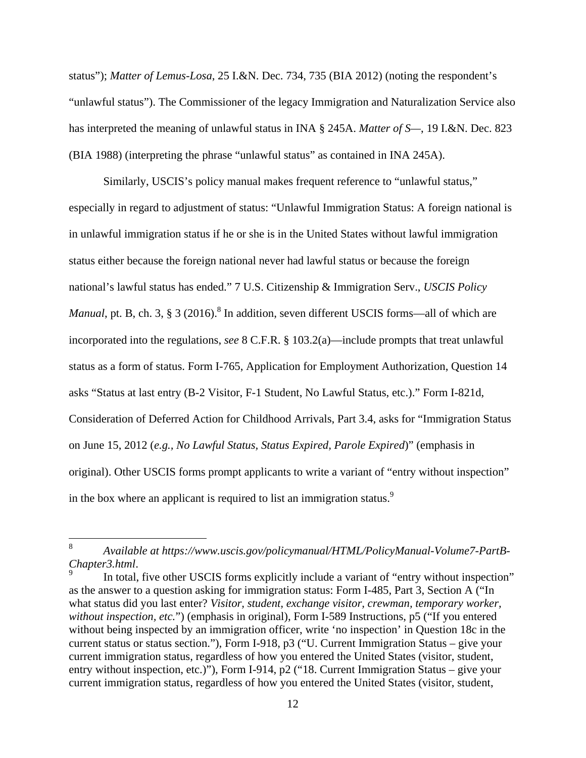status"); *Matter of Lemus-Losa*, 25 I.&N. Dec. 734, 735 (BIA 2012) (noting the respondent's "unlawful status"). The Commissioner of the legacy Immigration and Naturalization Service also has interpreted the meaning of unlawful status in INA § 245A. *Matter of S—*, 19 I.&N. Dec. 823 (BIA 1988) (interpreting the phrase "unlawful status" as contained in INA 245A).

Similarly, USCIS's policy manual makes frequent reference to "unlawful status," especially in regard to adjustment of status: "Unlawful Immigration Status: A foreign national is in unlawful immigration status if he or she is in the United States without lawful immigration status either because the foreign national never had lawful status or because the foreign national's lawful status has ended." 7 U.S. Citizenship & Immigration Serv., *USCIS Policy Manual*, pt. B, ch. 3, § 3 (2016).[8] In addition, seven different USCIS forms—all of which are incorporated into the regulations, *see* 8 C.F.R. § 103.2(a)—include prompts that treat unlawful status as a form of status. Form I-765, Application for Employment Authorization, Question 14 asks "Status at last entry (B-2 Visitor, F-1 Student, No Lawful Status, etc.)." Form I-821d, Consideration of Deferred Action for Childhood Arrivals, Part 3.4, asks for "Immigration Status on June 15, 2012 (*e.g., No Lawful Status, Status Expired, Parole Expired*)" (emphasis in original). Other USCIS forms prompt applicants to write a variant of "entry without inspection" in the box where an applicant is required to list an immigration status.[9]

---

[8] *Available at https://www.uscis.gov/policymanual/HTML/PolicyManual-Volume7-PartB-Chapter3.html*.

[9] In total, five other USCIS forms explicitly include a variant of "entry without inspection" as the answer to a question asking for immigration status: Form I-485, Part 3, Section A ("In what status did you last enter? *Visitor, student, exchange visitor, crewman, temporary worker, without inspection, etc.*") (emphasis in original), Form I-589 Instructions, p5 ("If you entered without being inspected by an immigration officer, write 'no inspection' in Question 18c in the current status or status section."), Form I-918, p3 ("U. Current Immigration Status – give your current immigration status, regardless of how you entered the United States (visitor, student, entry without inspection, etc.)"), Form I-914, p2 ("18. Current Immigration Status – give your current immigration status, regardless of how you entered the United States (visitor, student,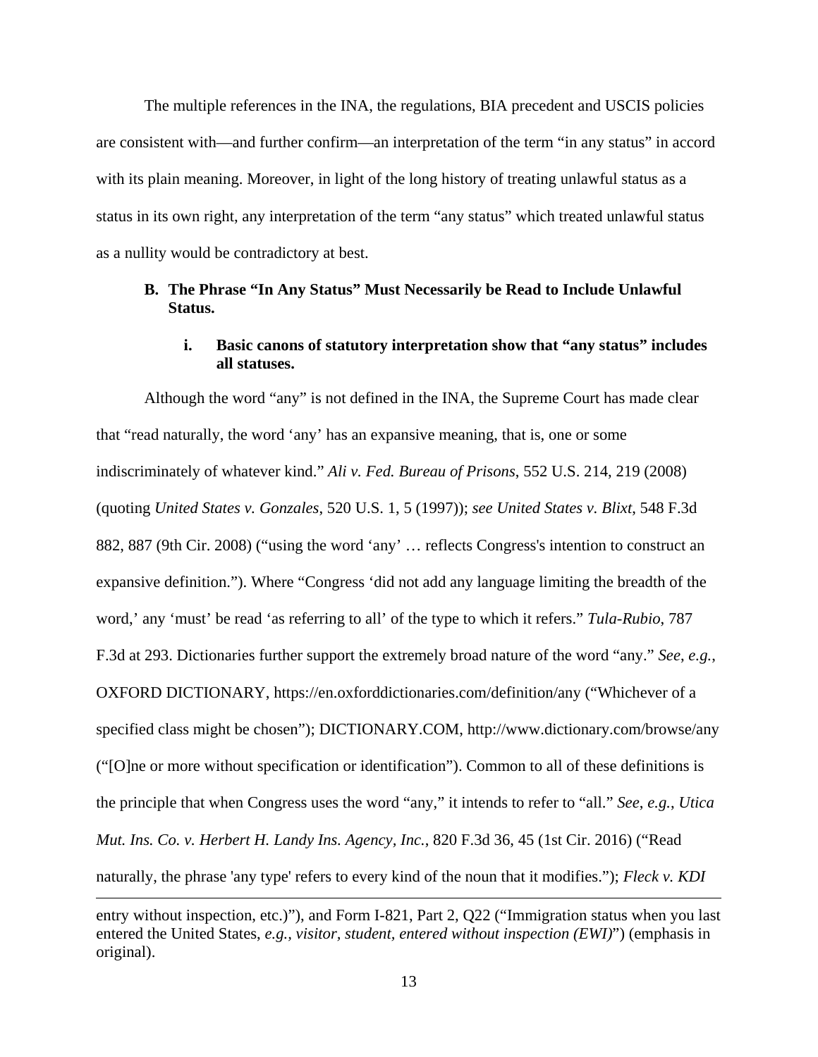The multiple references in the INA, the regulations, BIA precedent and USCIS policies are consistent with—and further confirm—an interpretation of the term "in any status" in accord with its plain meaning. Moreover, in light of the long history of treating unlawful status as a status in its own right, any interpretation of the term "any status" which treated unlawful status as a nullity would be contradictory at best.

### B. The Phrase "In Any Status" Must Necessarily be Read to Include Unlawful Status.

#### i. Basic canons of statutory interpretation show that "any status" includes all statuses.

Although the word "any" is not defined in the INA, the Supreme Court has made clear that "read naturally, the word 'any' has an expansive meaning, that is, one or some indiscriminately of whatever kind." *Ali v. Fed. Bureau of Prisons*, 552 U.S. 214, 219 (2008) (quoting *United States v. Gonzales*, 520 U.S. 1, 5 (1997)); *see United States v. Blixt*, 548 F.3d 882, 887 (9th Cir. 2008) ("using the word 'any' … reflects Congress's intention to construct an expansive definition."). Where "Congress 'did not add any language limiting the breadth of the word,' any 'must' be read 'as referring to all' of the type to which it refers." *Tula-Rubio*, 787 F.3d at 293. Dictionaries further support the extremely broad nature of the word "any." *See, e.g.*, OXFORD DICTIONARY, https://en.oxforddictionaries.com/definition/any ("Whichever of a specified class might be chosen"); DICTIONARY.COM, http://www.dictionary.com/browse/any ("[O]ne or more without specification or identification"). Common to all of these definitions is the principle that when Congress uses the word "any," it intends to refer to "all." *See, e.g.*, *Utica Mut. Ins. Co. v. Herbert H. Landy Ins. Agency, Inc.*, 820 F.3d 36, 45 (1st Cir. 2016) ("Read naturally, the phrase 'any type' refers to every kind of the noun that it modifies."); *Fleck v. KDI*

---

entry without inspection, etc.)"), and Form I-821, Part 2, Q22 ("Immigration status when you last entered the United States, *e.g., visitor, student, entered without inspection (EWI)*") (emphasis in original).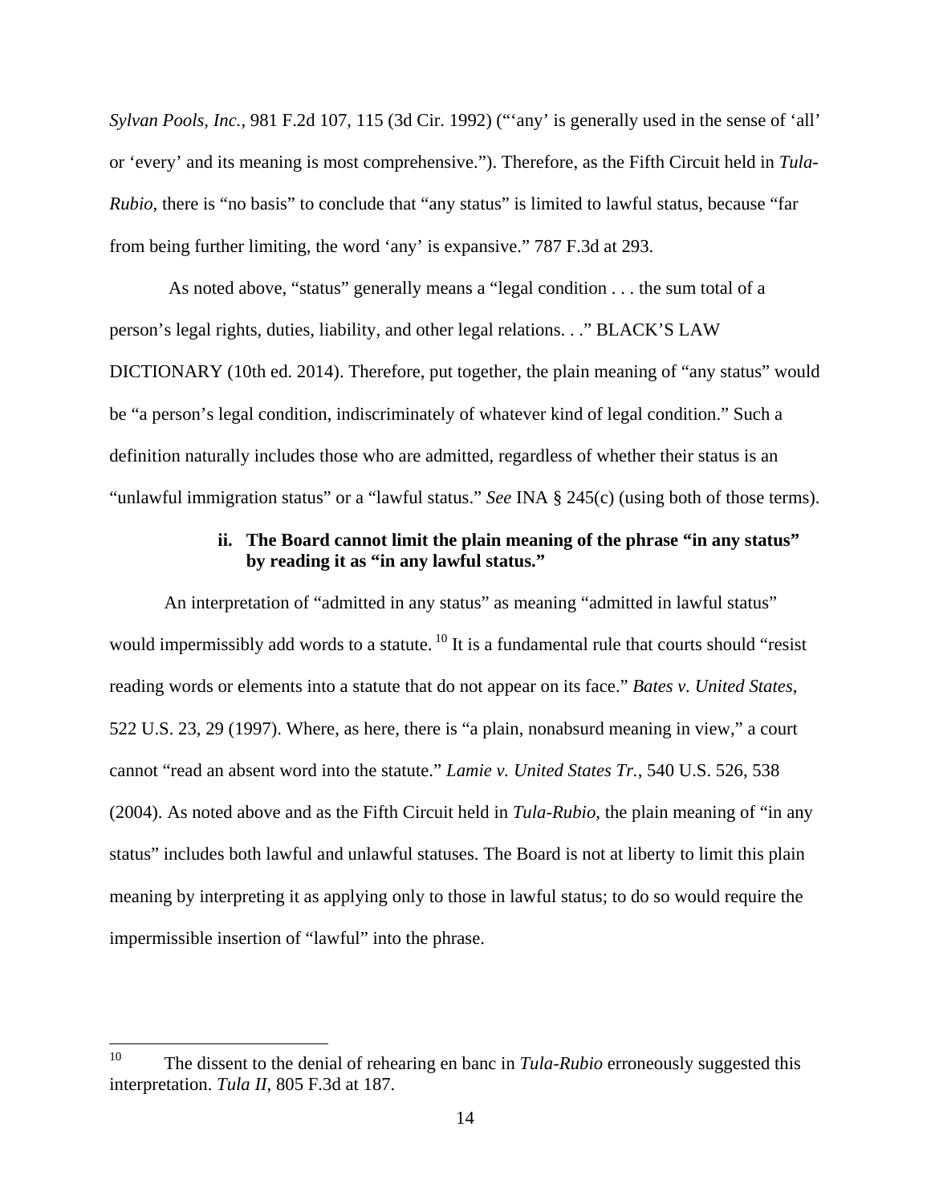*Sylvan Pools, Inc.*, 981 F.2d 107, 115 (3d Cir. 1992) ("'any' is generally used in the sense of 'all' or 'every' and its meaning is most comprehensive."). Therefore, as the Fifth Circuit held in *Tula-Rubio*, there is "no basis" to conclude that "any status" is limited to lawful status, because "far from being further limiting, the word 'any' is expansive." 787 F.3d at 293.

As noted above, "status" generally means a "legal condition . . . the sum total of a person's legal rights, duties, liability, and other legal relations. . ." BLACK'S LAW DICTIONARY (10th ed. 2014). Therefore, put together, the plain meaning of "any status" would be "a person's legal condition, indiscriminately of whatever kind of legal condition." Such a definition naturally includes those who are admitted, regardless of whether their status is an "unlawful immigration status" or a "lawful status." *See* INA § 245(c) (using both of those terms).

**ii. The Board cannot limit the plain meaning of the phrase "in any status" by reading it as "in any lawful status."**

An interpretation of "admitted in any status" as meaning "admitted in lawful status" would impermissibly add words to a statute.[10] It is a fundamental rule that courts should "resist reading words or elements into a statute that do not appear on its face." *Bates v. United States*, 522 U.S. 23, 29 (1997). Where, as here, there is "a plain, nonabsurd meaning in view," a court cannot "read an absent word into the statute." *Lamie v. United States Tr.*, 540 U.S. 526, 538 (2004). As noted above and as the Fifth Circuit held in *Tula-Rubio*, the plain meaning of "in any status" includes both lawful and unlawful statuses. The Board is not at liberty to limit this plain meaning by interpreting it as applying only to those in lawful status; to do so would require the impermissible insertion of "lawful" into the phrase.

[10] The dissent to the denial of rehearing en banc in *Tula-Rubio* erroneously suggested this interpretation. *Tula II*, 805 F.3d at 187.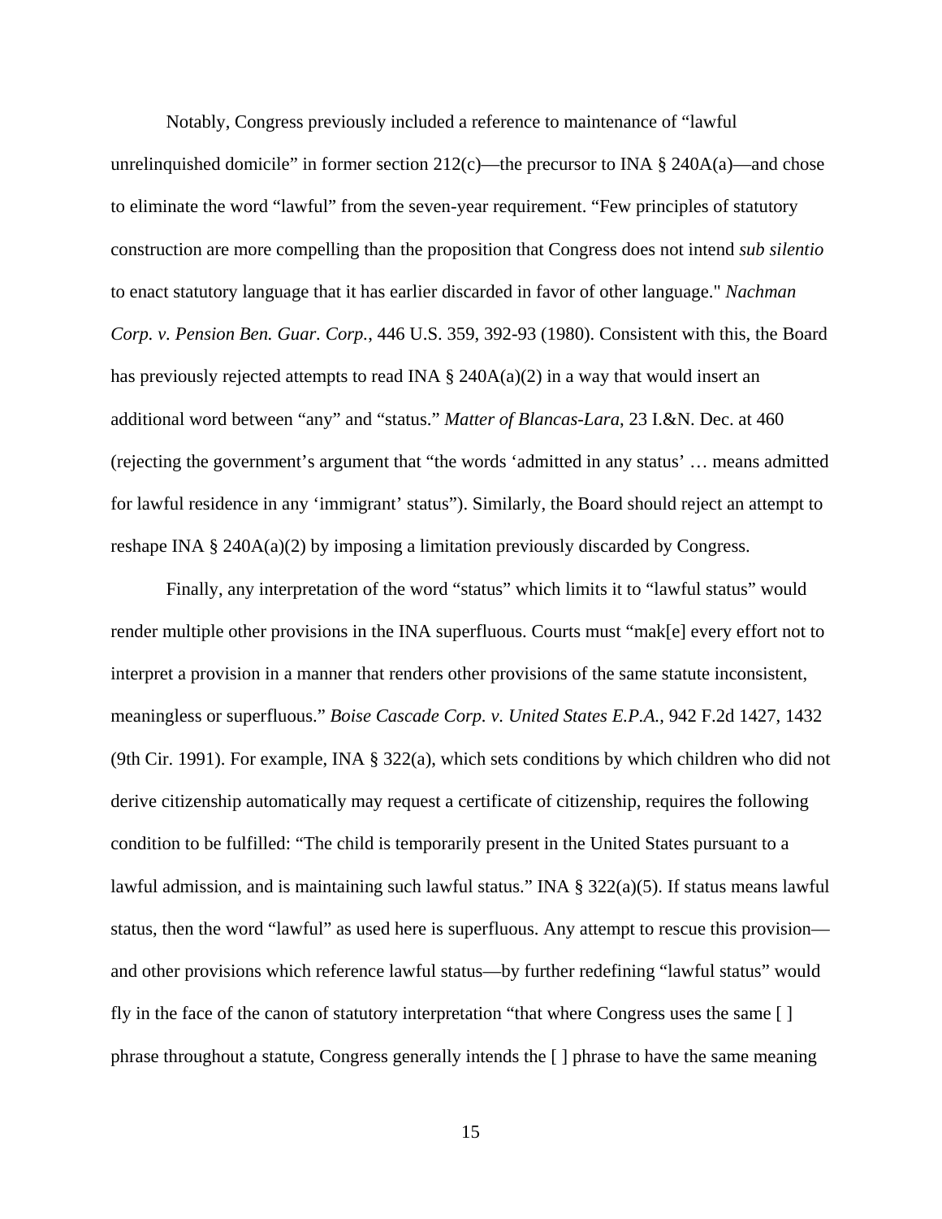Notably, Congress previously included a reference to maintenance of "lawful unrelinquished domicile" in former section 212(c)—the precursor to INA § 240A(a)—and chose to eliminate the word "lawful" from the seven-year requirement. "Few principles of statutory construction are more compelling than the proposition that Congress does not intend *sub silentio* to enact statutory language that it has earlier discarded in favor of other language." *Nachman Corp. v. Pension Ben. Guar. Corp.*, 446 U.S. 359, 392-93 (1980). Consistent with this, the Board has previously rejected attempts to read INA § 240A(a)(2) in a way that would insert an additional word between "any" and "status." *Matter of Blancas-Lara*, 23 I.&N. Dec. at 460 (rejecting the government's argument that "the words 'admitted in any status' … means admitted for lawful residence in any 'immigrant' status"). Similarly, the Board should reject an attempt to reshape INA § 240A(a)(2) by imposing a limitation previously discarded by Congress.

Finally, any interpretation of the word "status" which limits it to "lawful status" would render multiple other provisions in the INA superfluous. Courts must "mak[e] every effort not to interpret a provision in a manner that renders other provisions of the same statute inconsistent, meaningless or superfluous." *Boise Cascade Corp. v. United States E.P.A.*, 942 F.2d 1427, 1432 (9th Cir. 1991). For example, INA § 322(a), which sets conditions by which children who did not derive citizenship automatically may request a certificate of citizenship, requires the following condition to be fulfilled: "The child is temporarily present in the United States pursuant to a lawful admission, and is maintaining such lawful status." INA § 322(a)(5). If status means lawful status, then the word "lawful" as used here is superfluous. Any attempt to rescue this provision—and other provisions which reference lawful status—by further redefining "lawful status" would fly in the face of the canon of statutory interpretation "that where Congress uses the same [ ] phrase throughout a statute, Congress generally intends the [ ] phrase to have the same meaning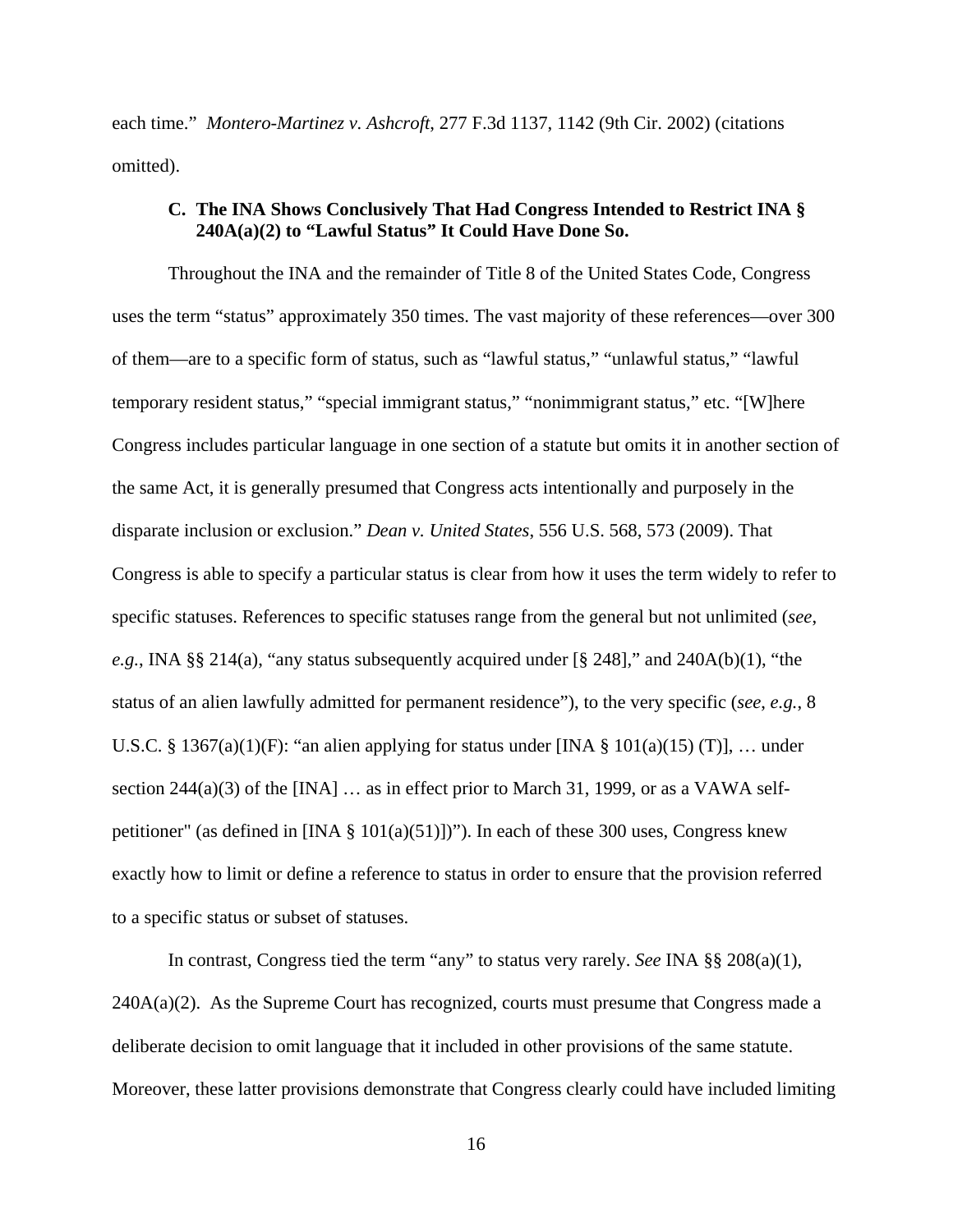each time." *Montero-Martinez v. Ashcroft*, 277 F.3d 1137, 1142 (9th Cir. 2002) (citations omitted).

### C. The INA Shows Conclusively That Had Congress Intended to Restrict INA § 240A(a)(2) to "Lawful Status" It Could Have Done So.

Throughout the INA and the remainder of Title 8 of the United States Code, Congress uses the term "status" approximately 350 times. The vast majority of these references—over 300 of them—are to a specific form of status, such as "lawful status," "unlawful status," "lawful temporary resident status," "special immigrant status," "nonimmigrant status," etc. "[W]here Congress includes particular language in one section of a statute but omits it in another section of the same Act, it is generally presumed that Congress acts intentionally and purposely in the disparate inclusion or exclusion." *Dean v. United States*, 556 U.S. 568, 573 (2009). That Congress is able to specify a particular status is clear from how it uses the term widely to refer to specific statuses. References to specific statuses range from the general but not unlimited (*see*, *e.g.*, INA §§ 214(a), "any status subsequently acquired under [§ 248]," and 240A(b)(1), "the status of an alien lawfully admitted for permanent residence"), to the very specific (*see*, *e.g.*, 8 U.S.C. § 1367(a)(1)(F): "an alien applying for status under [INA § 101(a)(15) (T)], … under section 244(a)(3) of the [INA] … as in effect prior to March 31, 1999, or as a VAWA self-petitioner" (as defined in [INA § 101(a)(51)])"). In each of these 300 uses, Congress knew exactly how to limit or define a reference to status in order to ensure that the provision referred to a specific status or subset of statuses.

In contrast, Congress tied the term "any" to status very rarely. *See* INA §§ 208(a)(1), 240A(a)(2). As the Supreme Court has recognized, courts must presume that Congress made a deliberate decision to omit language that it included in other provisions of the same statute. Moreover, these latter provisions demonstrate that Congress clearly could have included limiting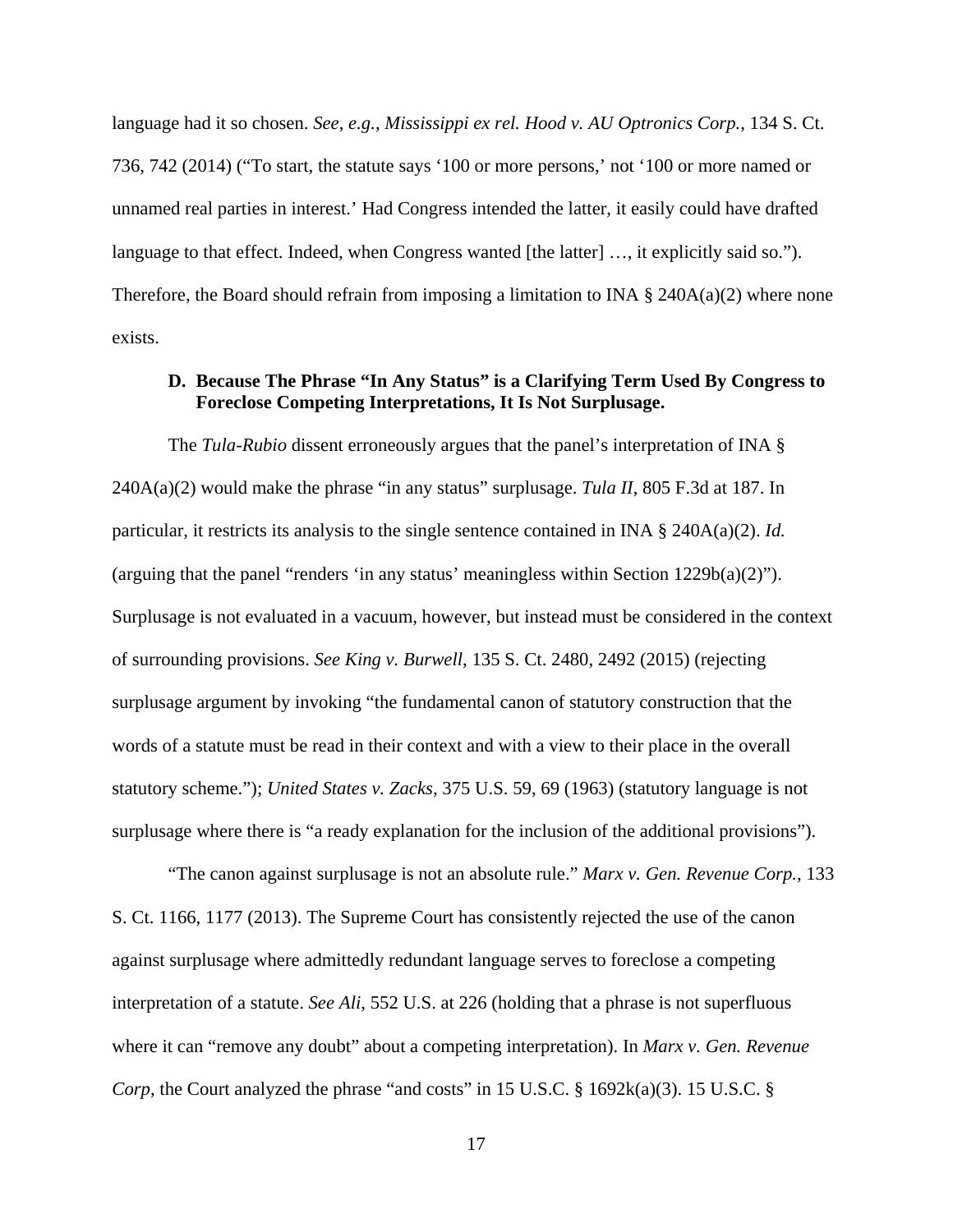language had it so chosen. *See*, *e.g.*, *Mississippi ex rel. Hood v. AU Optronics Corp.*, 134 S. Ct. 736, 742 (2014) ("To start, the statute says '100 or more persons,' not '100 or more named or unnamed real parties in interest.' Had Congress intended the latter, it easily could have drafted language to that effect. Indeed, when Congress wanted [the latter] …, it explicitly said so."). Therefore, the Board should refrain from imposing a limitation to INA § 240A(a)(2) where none exists.

### D. Because The Phrase "In Any Status" is a Clarifying Term Used By Congress to Foreclose Competing Interpretations, It Is Not Surplusage.

The *Tula-Rubio* dissent erroneously argues that the panel's interpretation of INA § 240A(a)(2) would make the phrase "in any status" surplusage. *Tula II*, 805 F.3d at 187. In particular, it restricts its analysis to the single sentence contained in INA § 240A(a)(2). *Id.* (arguing that the panel "renders 'in any status' meaningless within Section 1229b(a)(2)"). Surplusage is not evaluated in a vacuum, however, but instead must be considered in the context of surrounding provisions. *See King v. Burwell*, 135 S. Ct. 2480, 2492 (2015) (rejecting surplusage argument by invoking "the fundamental canon of statutory construction that the words of a statute must be read in their context and with a view to their place in the overall statutory scheme."); *United States v. Zacks*, 375 U.S. 59, 69 (1963) (statutory language is not surplusage where there is "a ready explanation for the inclusion of the additional provisions").

"The canon against surplusage is not an absolute rule." *Marx v. Gen. Revenue Corp.*, 133 S. Ct. 1166, 1177 (2013). The Supreme Court has consistently rejected the use of the canon against surplusage where admittedly redundant language serves to foreclose a competing interpretation of a statute. *See Ali*, 552 U.S. at 226 (holding that a phrase is not superfluous where it can "remove any doubt" about a competing interpretation). In *Marx v. Gen. Revenue Corp*, the Court analyzed the phrase "and costs" in 15 U.S.C. § 1692k(a)(3). 15 U.S.C. §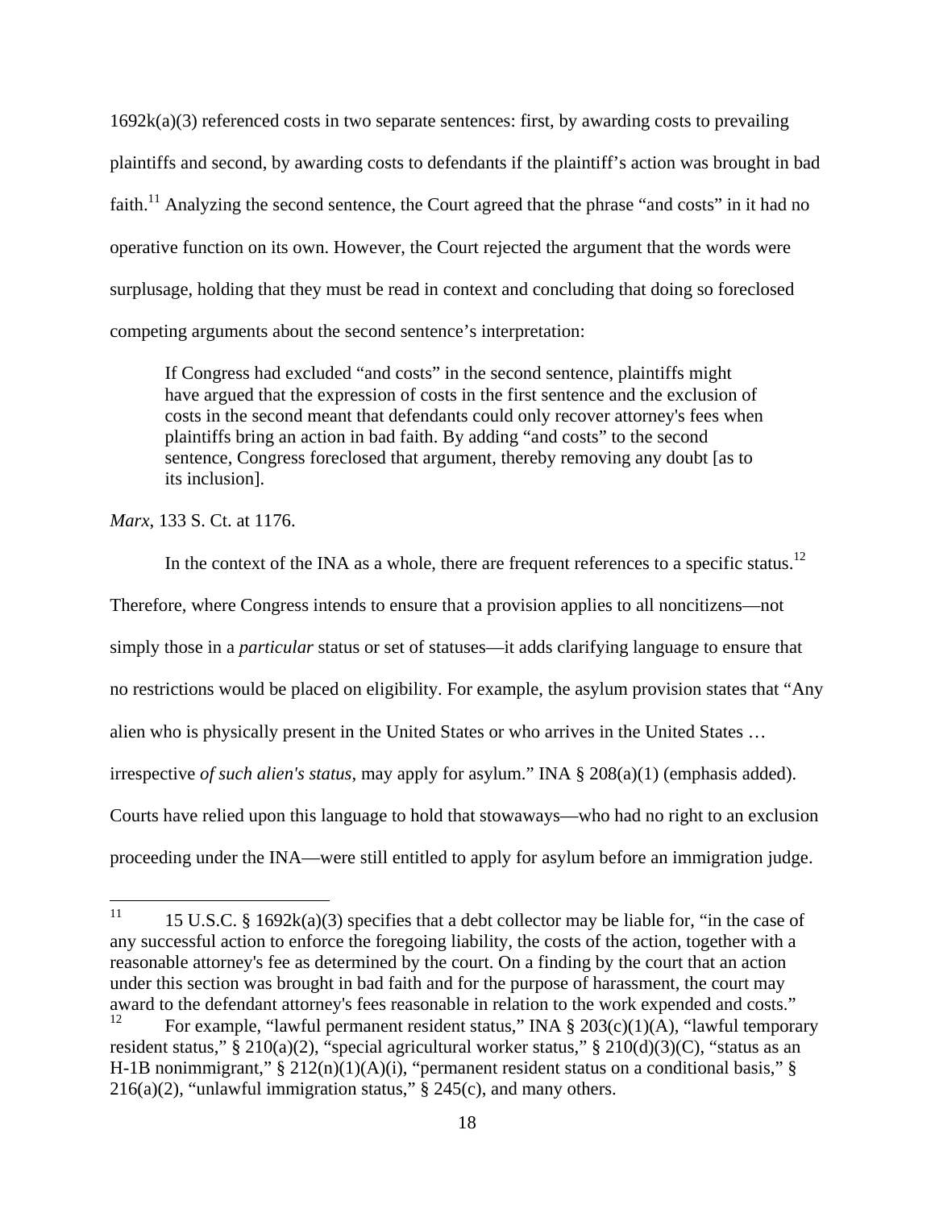1692k(a)(3) referenced costs in two separate sentences: first, by awarding costs to prevailing plaintiffs and second, by awarding costs to defendants if the plaintiff's action was brought in bad faith.[11] Analyzing the second sentence, the Court agreed that the phrase "and costs" in it had no operative function on its own. However, the Court rejected the argument that the words were surplusage, holding that they must be read in context and concluding that doing so foreclosed competing arguments about the second sentence's interpretation:

> If Congress had excluded "and costs" in the second sentence, plaintiffs might have argued that the expression of costs in the first sentence and the exclusion of costs in the second meant that defendants could only recover attorney's fees when plaintiffs bring an action in bad faith. By adding "and costs" to the second sentence, Congress foreclosed that argument, thereby removing any doubt [as to its inclusion].

*Marx*, 133 S. Ct. at 1176.

In the context of the INA as a whole, there are frequent references to a specific status.[12] Therefore, where Congress intends to ensure that a provision applies to all noncitizens—not simply those in a *particular* status or set of statuses—it adds clarifying language to ensure that no restrictions would be placed on eligibility. For example, the asylum provision states that "Any alien who is physically present in the United States or who arrives in the United States … irrespective *of such alien's status*, may apply for asylum." INA § 208(a)(1) (emphasis added). Courts have relied upon this language to hold that stowaways—who had no right to an exclusion proceeding under the INA—were still entitled to apply for asylum before an immigration judge.

---

[11] 15 U.S.C. § 1692k(a)(3) specifies that a debt collector may be liable for, "in the case of any successful action to enforce the foregoing liability, the costs of the action, together with a reasonable attorney's fee as determined by the court. On a finding by the court that an action under this section was brought in bad faith and for the purpose of harassment, the court may award to the defendant attorney's fees reasonable in relation to the work expended and costs."

[12] For example, "lawful permanent resident status," INA § 203(c)(1)(A), "lawful temporary resident status," § 210(a)(2), "special agricultural worker status," § 210(d)(3)(C), "status as an H-1B nonimmigrant," § 212(n)(1)(A)(i), "permanent resident status on a conditional basis," § 216(a)(2), "unlawful immigration status," § 245(c), and many others.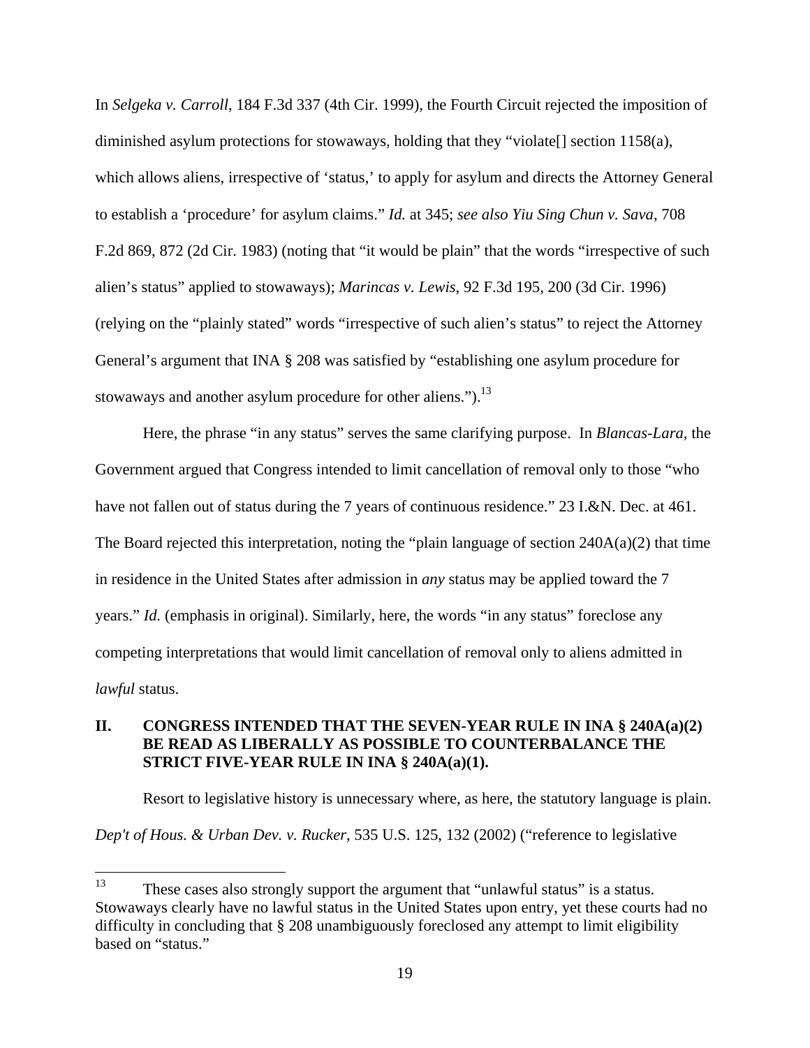In *Selgeka v. Carroll*, 184 F.3d 337 (4th Cir. 1999), the Fourth Circuit rejected the imposition of diminished asylum protections for stowaways, holding that they "violate[] section 1158(a), which allows aliens, irrespective of 'status,' to apply for asylum and directs the Attorney General to establish a 'procedure' for asylum claims." *Id.* at 345; *see also Yiu Sing Chun v. Sava*, 708 F.2d 869, 872 (2d Cir. 1983) (noting that "it would be plain" that the words "irrespective of such alien's status" applied to stowaways); *Marincas v. Lewis*, 92 F.3d 195, 200 (3d Cir. 1996) (relying on the "plainly stated" words "irrespective of such alien's status" to reject the Attorney General's argument that INA § 208 was satisfied by "establishing one asylum procedure for stowaways and another asylum procedure for other aliens.").[13]

Here, the phrase "in any status" serves the same clarifying purpose. In *Blancas-Lara*, the Government argued that Congress intended to limit cancellation of removal only to those "who have not fallen out of status during the 7 years of continuous residence." 23 I.&N. Dec. at 461. The Board rejected this interpretation, noting the "plain language of section 240A(a)(2) that time in residence in the United States after admission in *any* status may be applied toward the 7 years." *Id.* (emphasis in original). Similarly, here, the words "in any status" foreclose any competing interpretations that would limit cancellation of removal only to aliens admitted in *lawful* status.

## II. CONGRESS INTENDED THAT THE SEVEN-YEAR RULE IN INA § 240A(a)(2) BE READ AS LIBERALLY AS POSSIBLE TO COUNTERBALANCE THE STRICT FIVE-YEAR RULE IN INA § 240A(a)(1).

Resort to legislative history is unnecessary where, as here, the statutory language is plain. *Dep't of Hous. & Urban Dev. v. Rucker*, 535 U.S. 125, 132 (2002) ("reference to legislative

---

[13] These cases also strongly support the argument that "unlawful status" is a status. Stowaways clearly have no lawful status in the United States upon entry, yet these courts had no difficulty in concluding that § 208 unambiguously foreclosed any attempt to limit eligibility based on "status."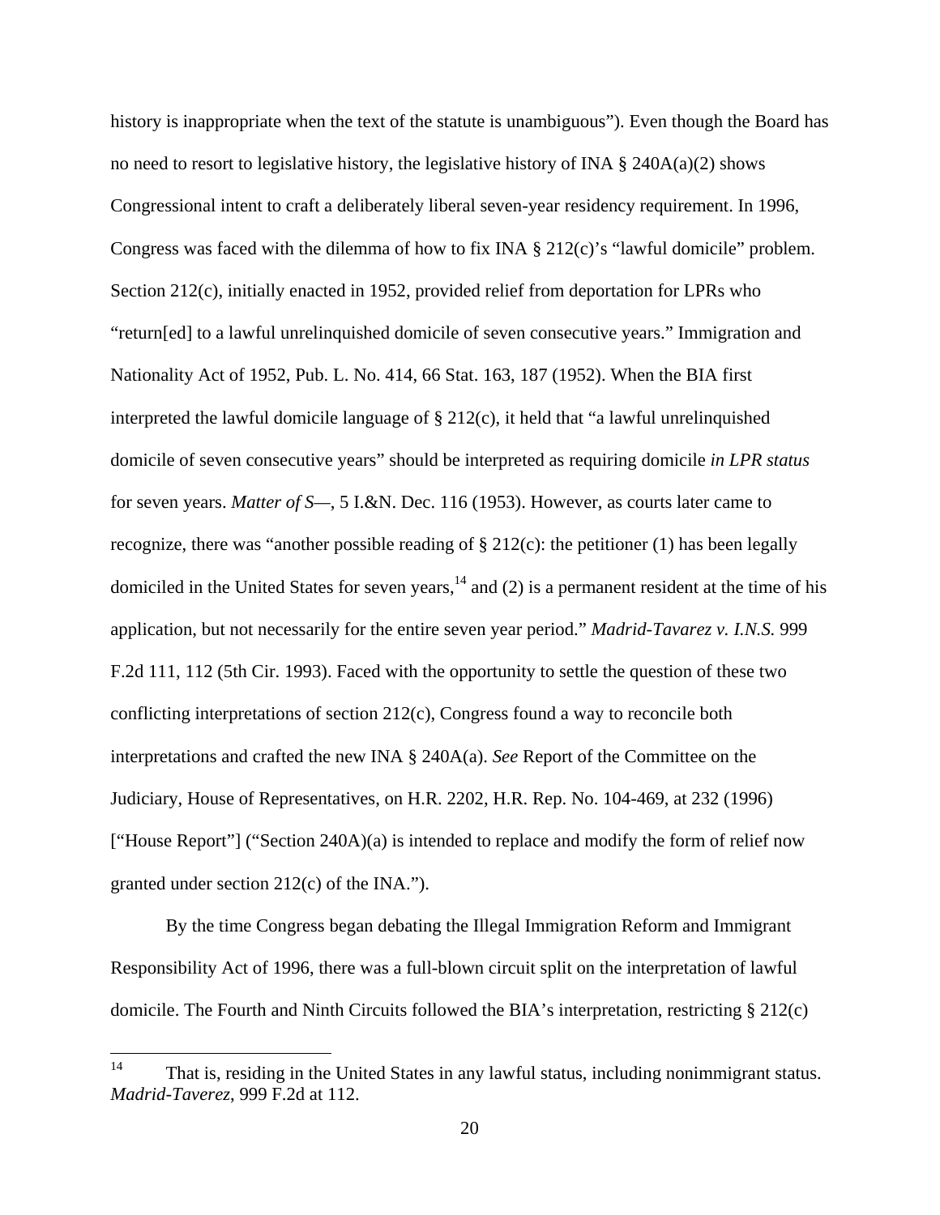history is inappropriate when the text of the statute is unambiguous"). Even though the Board has no need to resort to legislative history, the legislative history of INA § 240A(a)(2) shows Congressional intent to craft a deliberately liberal seven-year residency requirement. In 1996, Congress was faced with the dilemma of how to fix INA § 212(c)'s "lawful domicile" problem. Section 212(c), initially enacted in 1952, provided relief from deportation for LPRs who "return[ed] to a lawful unrelinquished domicile of seven consecutive years." Immigration and Nationality Act of 1952, Pub. L. No. 414, 66 Stat. 163, 187 (1952). When the BIA first interpreted the lawful domicile language of § 212(c), it held that "a lawful unrelinquished domicile of seven consecutive years" should be interpreted as requiring domicile *in LPR status* for seven years. *Matter of S*—, 5 I.&N. Dec. 116 (1953). However, as courts later came to recognize, there was "another possible reading of § 212(c): the petitioner (1) has been legally domiciled in the United States for seven years,[14] and (2) is a permanent resident at the time of his application, but not necessarily for the entire seven year period." *Madrid-Tavarez v. I.N.S.* 999 F.2d 111, 112 (5th Cir. 1993). Faced with the opportunity to settle the question of these two conflicting interpretations of section 212(c), Congress found a way to reconcile both interpretations and crafted the new INA § 240A(a). *See* Report of the Committee on the Judiciary, House of Representatives, on H.R. 2202, H.R. Rep. No. 104-469, at 232 (1996) ["House Report"] ("Section 240A)(a) is intended to replace and modify the form of relief now granted under section 212(c) of the INA.").

By the time Congress began debating the Illegal Immigration Reform and Immigrant Responsibility Act of 1996, there was a full-blown circuit split on the interpretation of lawful domicile. The Fourth and Ninth Circuits followed the BIA's interpretation, restricting § 212(c)

---

[14] That is, residing in the United States in any lawful status, including nonimmigrant status. *Madrid-Taverez*, 999 F.2d at 112.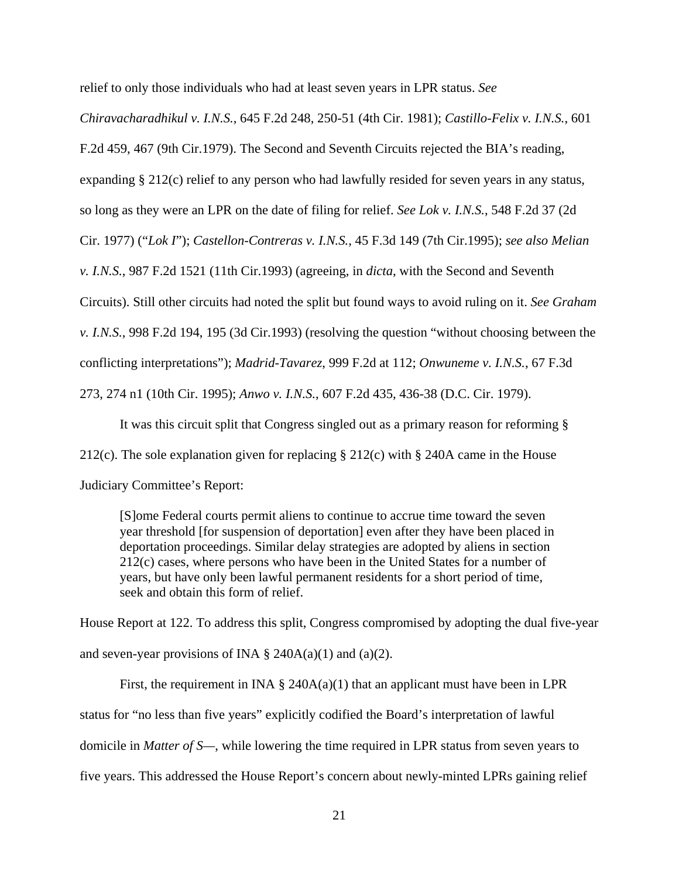relief to only those individuals who had at least seven years in LPR status. *See Chiravacharadhikul v. I.N.S.*, 645 F.2d 248, 250-51 (4th Cir. 1981); *Castillo-Felix v. I.N.S.*, 601 F.2d 459, 467 (9th Cir.1979). The Second and Seventh Circuits rejected the BIA's reading, expanding § 212(c) relief to any person who had lawfully resided for seven years in any status, so long as they were an LPR on the date of filing for relief. *See Lok v. I.N.S.*, 548 F.2d 37 (2d Cir. 1977) ("*Lok I*"); *Castellon-Contreras v. I.N.S.*, 45 F.3d 149 (7th Cir.1995); *see also Melian v. I.N.S.*, 987 F.2d 1521 (11th Cir.1993) (agreeing, in *dicta*, with the Second and Seventh Circuits). Still other circuits had noted the split but found ways to avoid ruling on it. *See Graham v. I.N.S.*, 998 F.2d 194, 195 (3d Cir.1993) (resolving the question "without choosing between the conflicting interpretations"); *Madrid-Tavarez*, 999 F.2d at 112; *Onwuneme v. I.N.S.*, 67 F.3d 273, 274 n1 (10th Cir. 1995); *Anwo v. I.N.S.*, 607 F.2d 435, 436-38 (D.C. Cir. 1979).

It was this circuit split that Congress singled out as a primary reason for reforming § 212(c). The sole explanation given for replacing § 212(c) with § 240A came in the House Judiciary Committee's Report:

> [S]ome Federal courts permit aliens to continue to accrue time toward the seven year threshold [for suspension of deportation] even after they have been placed in deportation proceedings. Similar delay strategies are adopted by aliens in section 212(c) cases, where persons who have been in the United States for a number of years, but have only been lawful permanent residents for a short period of time, seek and obtain this form of relief.

House Report at 122. To address this split, Congress compromised by adopting the dual five-year and seven-year provisions of INA § 240A(a)(1) and (a)(2).

First, the requirement in INA § 240A(a)(1) that an applicant must have been in LPR status for "no less than five years" explicitly codified the Board's interpretation of lawful domicile in *Matter of S—*, while lowering the time required in LPR status from seven years to five years. This addressed the House Report's concern about newly-minted LPRs gaining relief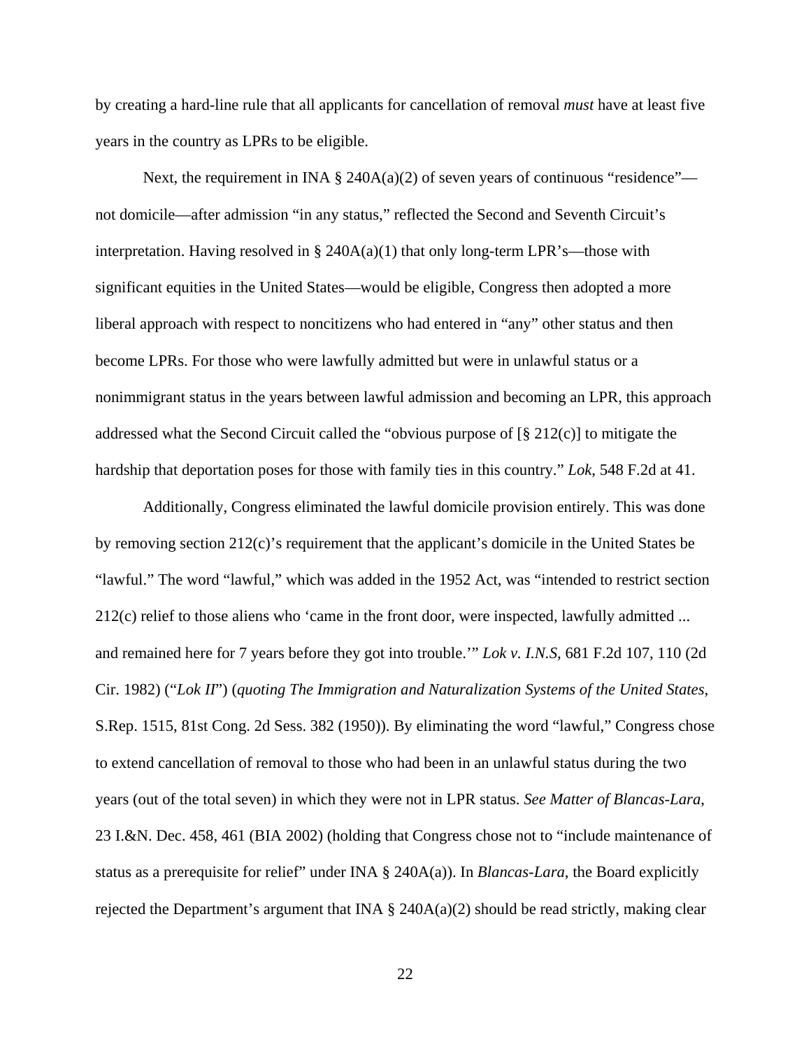by creating a hard-line rule that all applicants for cancellation of removal *must* have at least five years in the country as LPRs to be eligible.

Next, the requirement in INA § 240A(a)(2) of seven years of continuous "residence"—not domicile—after admission "in any status," reflected the Second and Seventh Circuit's interpretation. Having resolved in § 240A(a)(1) that only long-term LPR's—those with significant equities in the United States—would be eligible, Congress then adopted a more liberal approach with respect to noncitizens who had entered in "any" other status and then become LPRs. For those who were lawfully admitted but were in unlawful status or a nonimmigrant status in the years between lawful admission and becoming an LPR, this approach addressed what the Second Circuit called the "obvious purpose of [§ 212(c)] to mitigate the hardship that deportation poses for those with family ties in this country." *Lok*, 548 F.2d at 41.

Additionally, Congress eliminated the lawful domicile provision entirely. This was done by removing section 212(c)'s requirement that the applicant's domicile in the United States be "lawful." The word "lawful," which was added in the 1952 Act, was "intended to restrict section 212(c) relief to those aliens who 'came in the front door, were inspected, lawfully admitted ... and remained here for 7 years before they got into trouble.'" *Lok v. I.N.S*, 681 F.2d 107, 110 (2d Cir. 1982) ("*Lok II*") (*quoting The Immigration and Naturalization Systems of the United States*, S.Rep. 1515, 81st Cong. 2d Sess. 382 (1950)). By eliminating the word "lawful," Congress chose to extend cancellation of removal to those who had been in an unlawful status during the two years (out of the total seven) in which they were not in LPR status. *See Matter of Blancas-Lara*, 23 I.&N. Dec. 458, 461 (BIA 2002) (holding that Congress chose not to "include maintenance of status as a prerequisite for relief" under INA § 240A(a)). In *Blancas-Lara*, the Board explicitly rejected the Department's argument that INA § 240A(a)(2) should be read strictly, making clear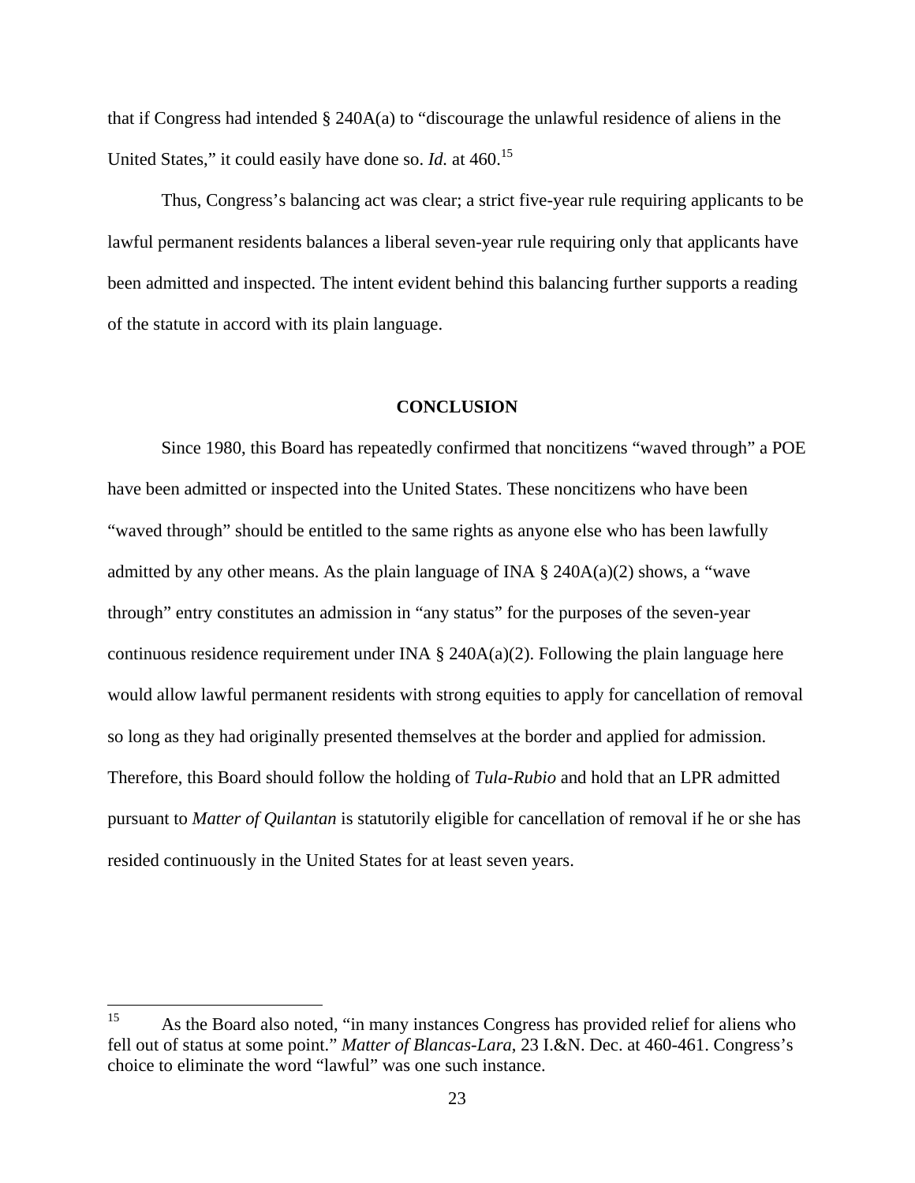that if Congress had intended § 240A(a) to "discourage the unlawful residence of aliens in the United States," it could easily have done so. *Id.* at 460.[15]

Thus, Congress's balancing act was clear; a strict five-year rule requiring applicants to be lawful permanent residents balances a liberal seven-year rule requiring only that applicants have been admitted and inspected. The intent evident behind this balancing further supports a reading of the statute in accord with its plain language.

## CONCLUSION

Since 1980, this Board has repeatedly confirmed that noncitizens "waved through" a POE have been admitted or inspected into the United States. These noncitizens who have been "waved through" should be entitled to the same rights as anyone else who has been lawfully admitted by any other means. As the plain language of INA § 240A(a)(2) shows, a "wave through" entry constitutes an admission in "any status" for the purposes of the seven-year continuous residence requirement under INA § 240A(a)(2). Following the plain language here would allow lawful permanent residents with strong equities to apply for cancellation of removal so long as they had originally presented themselves at the border and applied for admission. Therefore, this Board should follow the holding of *Tula-Rubio* and hold that an LPR admitted pursuant to *Matter of Quilantan* is statutorily eligible for cancellation of removal if he or she has resided continuously in the United States for at least seven years.

---

[15] As the Board also noted, "in many instances Congress has provided relief for aliens who fell out of status at some point." *Matter of Blancas-Lara*, 23 I.&N. Dec. at 460-461. Congress's choice to eliminate the word "lawful" was one such instance.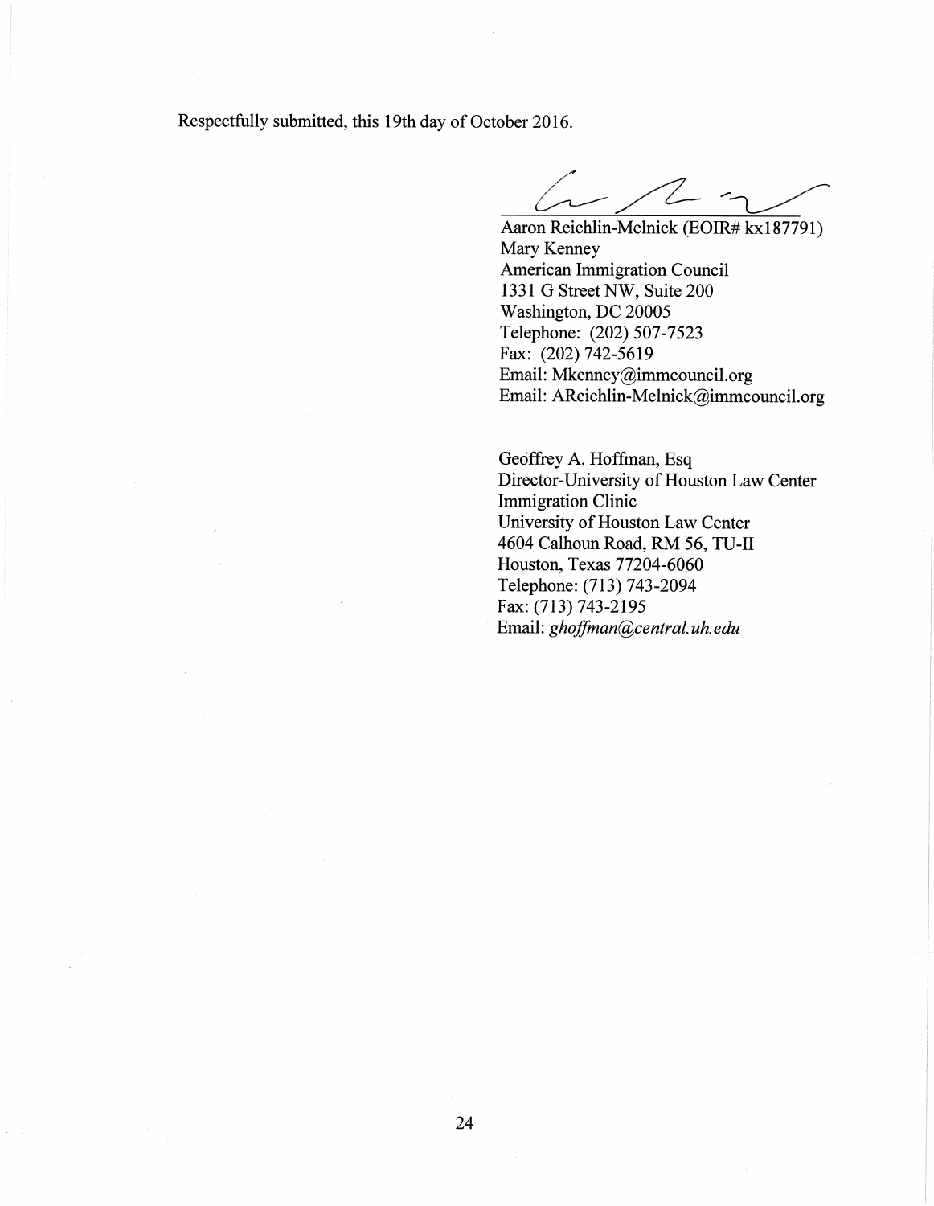Respectfully submitted, this 19th day of October 2016.

Aaron Reichlin-Melnick (EOIR# kx187791)
Mary Kenney
American Immigration Council
1331 G Street NW, Suite 200
Washington, DC 20005
Telephone: (202) 507-7523
Fax: (202) 742-5619
Email: Mkenney@immcouncil.org
Email: AReichlin-Melnick@immcouncil.org

Geoffrey A. Hoffman, Esq
Director-University of Houston Law Center
Immigration Clinic
University of Houston Law Center
4604 Calhoun Road, RM 56, TU-II
Houston, Texas 77204-6060
Telephone: (713) 743-2094
Fax: (713) 743-2195
Email: *ghoffman@central.uh.edu*